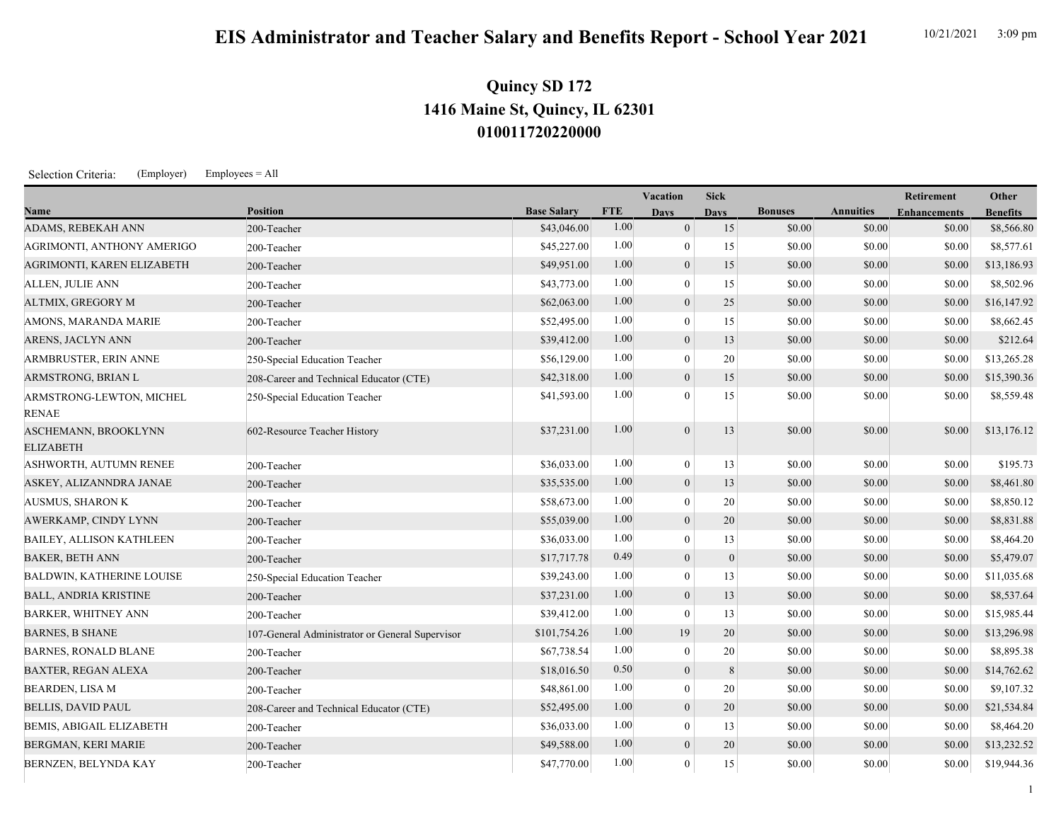# EIS Administrator and Teacher Salary and Benefits Report - School Year 2021

10/21/2021 3:09 pm

## Quincy SD 172
## 1416 Maine St, Quincy, IL 62301
## 010011720220000

Selection Criteria: (Employer) Employees = All

| Name | Position | Base Salary | FTE | Vacation Days | Sick Days | Bonuses | Annuities | Retirement Enhancements | Other Benefits |
|---|---|---|---|---|---|---|---|---|---|
| ADAMS, REBEKAH ANN | 200-Teacher | $43,046.00 | 1.00 | 0 | 15 | $0.00 | $0.00 | $0.00 | $8,566.80 |
| AGRIMONTI, ANTHONY AMERIGO | 200-Teacher | $45,227.00 | 1.00 | 0 | 15 | $0.00 | $0.00 | $0.00 | $8,577.61 |
| AGRIMONTI, KAREN ELIZABETH | 200-Teacher | $49,951.00 | 1.00 | 0 | 15 | $0.00 | $0.00 | $0.00 | $13,186.93 |
| ALLEN, JULIE ANN | 200-Teacher | $43,773.00 | 1.00 | 0 | 15 | $0.00 | $0.00 | $0.00 | $8,502.96 |
| ALTMIX, GREGORY M | 200-Teacher | $62,063.00 | 1.00 | 0 | 25 | $0.00 | $0.00 | $0.00 | $16,147.92 |
| AMONS, MARANDA MARIE | 200-Teacher | $52,495.00 | 1.00 | 0 | 15 | $0.00 | $0.00 | $0.00 | $8,662.45 |
| ARENS, JACLYN ANN | 200-Teacher | $39,412.00 | 1.00 | 0 | 13 | $0.00 | $0.00 | $0.00 | $212.64 |
| ARMBRUSTER, ERIN ANNE | 250-Special Education Teacher | $56,129.00 | 1.00 | 0 | 20 | $0.00 | $0.00 | $0.00 | $13,265.28 |
| ARMSTRONG, BRIAN L | 208-Career and Technical Educator (CTE) | $42,318.00 | 1.00 | 0 | 15 | $0.00 | $0.00 | $0.00 | $15,390.36 |
| ARMSTRONG-LEWTON, MICHEL RENAE | 250-Special Education Teacher | $41,593.00 | 1.00 | 0 | 15 | $0.00 | $0.00 | $0.00 | $8,559.48 |
| ASCHEMANN, BROOKLYNN ELIZABETH | 602-Resource Teacher History | $37,231.00 | 1.00 | 0 | 13 | $0.00 | $0.00 | $0.00 | $13,176.12 |
| ASHWORTH, AUTUMN RENEE | 200-Teacher | $36,033.00 | 1.00 | 0 | 13 | $0.00 | $0.00 | $0.00 | $195.73 |
| ASKEY, ALIZANNDRA JANAE | 200-Teacher | $35,535.00 | 1.00 | 0 | 13 | $0.00 | $0.00 | $0.00 | $8,461.80 |
| AUSMUS, SHARON K | 200-Teacher | $58,673.00 | 1.00 | 0 | 20 | $0.00 | $0.00 | $0.00 | $8,850.12 |
| AWERKAMP, CINDY LYNN | 200-Teacher | $55,039.00 | 1.00 | 0 | 20 | $0.00 | $0.00 | $0.00 | $8,831.88 |
| BAILEY, ALLISON KATHLEEN | 200-Teacher | $36,033.00 | 1.00 | 0 | 13 | $0.00 | $0.00 | $0.00 | $8,464.20 |
| BAKER, BETH ANN | 200-Teacher | $17,717.78 | 0.49 | 0 | 0 | $0.00 | $0.00 | $0.00 | $5,479.07 |
| BALDWIN, KATHERINE LOUISE | 250-Special Education Teacher | $39,243.00 | 1.00 | 0 | 13 | $0.00 | $0.00 | $0.00 | $11,035.68 |
| BALL, ANDRIA KRISTINE | 200-Teacher | $37,231.00 | 1.00 | 0 | 13 | $0.00 | $0.00 | $0.00 | $8,537.64 |
| BARKER, WHITNEY ANN | 200-Teacher | $39,412.00 | 1.00 | 0 | 13 | $0.00 | $0.00 | $0.00 | $15,985.44 |
| BARNES, B SHANE | 107-General Administrator or General Supervisor | $101,754.26 | 1.00 | 19 | 20 | $0.00 | $0.00 | $0.00 | $13,296.98 |
| BARNES, RONALD BLANE | 200-Teacher | $67,738.54 | 1.00 | 0 | 20 | $0.00 | $0.00 | $0.00 | $8,895.38 |
| BAXTER, REGAN ALEXA | 200-Teacher | $18,016.50 | 0.50 | 0 | 8 | $0.00 | $0.00 | $0.00 | $14,762.62 |
| BEARDEN, LISA M | 200-Teacher | $48,861.00 | 1.00 | 0 | 20 | $0.00 | $0.00 | $0.00 | $9,107.32 |
| BELLIS, DAVID PAUL | 208-Career and Technical Educator (CTE) | $52,495.00 | 1.00 | 0 | 20 | $0.00 | $0.00 | $0.00 | $21,534.84 |
| BEMIS, ABIGAIL ELIZABETH | 200-Teacher | $36,033.00 | 1.00 | 0 | 13 | $0.00 | $0.00 | $0.00 | $8,464.20 |
| BERGMAN, KERI MARIE | 200-Teacher | $49,588.00 | 1.00 | 0 | 20 | $0.00 | $0.00 | $0.00 | $13,232.52 |
| BERNZEN, BELYNDA KAY | 200-Teacher | $47,770.00 | 1.00 | 0 | 15 | $0.00 | $0.00 | $0.00 | $19,944.36 |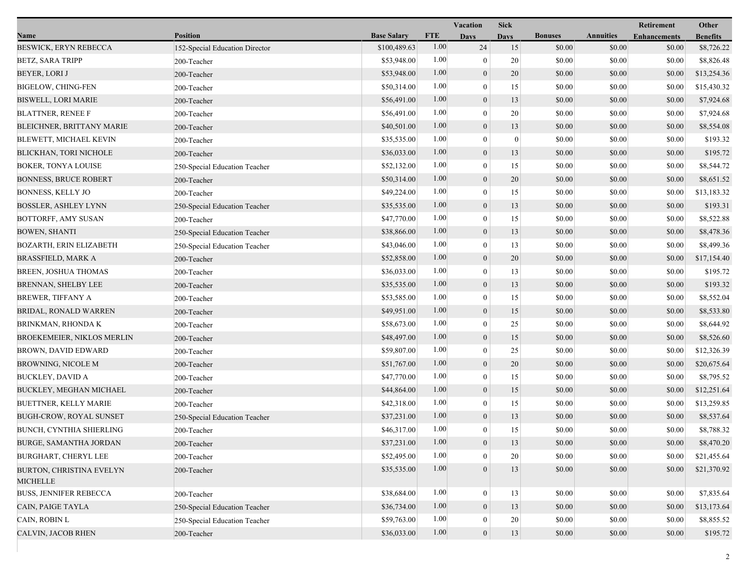| Name | Position | Base Salary | FTE | Vacation Days | Sick Days | Bonuses | Annuities | Retirement Enhancements | Other Benefits |
|---|---|---|---|---|---|---|---|---|---|
| BESWICK, ERYN REBECCA | 152-Special Education Director | $100,489.63 | 1.00 | 24 | 15 | $0.00 | $0.00 | $0.00 | $8,726.22 |
| BETZ, SARA TRIPP | 200-Teacher | $53,948.00 | 1.00 | 0 | 20 | $0.00 | $0.00 | $0.00 | $8,826.48 |
| BEYER, LORI J | 200-Teacher | $53,948.00 | 1.00 | 0 | 20 | $0.00 | $0.00 | $0.00 | $13,254.36 |
| BIGELOW, CHING-FEN | 200-Teacher | $50,314.00 | 1.00 | 0 | 15 | $0.00 | $0.00 | $0.00 | $15,430.32 |
| BISWELL, LORI MARIE | 200-Teacher | $56,491.00 | 1.00 | 0 | 13 | $0.00 | $0.00 | $0.00 | $7,924.68 |
| BLATTNER, RENEE F | 200-Teacher | $56,491.00 | 1.00 | 0 | 20 | $0.00 | $0.00 | $0.00 | $7,924.68 |
| BLEICHNER, BRITTANY MARIE | 200-Teacher | $40,501.00 | 1.00 | 0 | 13 | $0.00 | $0.00 | $0.00 | $8,554.08 |
| BLEWETT, MICHAEL KEVIN | 200-Teacher | $35,535.00 | 1.00 | 0 | 0 | $0.00 | $0.00 | $0.00 | $193.32 |
| BLICKHAN, TORI NICHOLE | 200-Teacher | $36,033.00 | 1.00 | 0 | 13 | $0.00 | $0.00 | $0.00 | $195.72 |
| BOKER, TONYA LOUISE | 250-Special Education Teacher | $52,132.00 | 1.00 | 0 | 15 | $0.00 | $0.00 | $0.00 | $8,544.72 |
| BONNESS, BRUCE ROBERT | 200-Teacher | $50,314.00 | 1.00 | 0 | 20 | $0.00 | $0.00 | $0.00 | $8,651.52 |
| BONNESS, KELLY JO | 200-Teacher | $49,224.00 | 1.00 | 0 | 15 | $0.00 | $0.00 | $0.00 | $13,183.32 |
| BOSSLER, ASHLEY LYNN | 250-Special Education Teacher | $35,535.00 | 1.00 | 0 | 13 | $0.00 | $0.00 | $0.00 | $193.31 |
| BOTTORFF, AMY SUSAN | 200-Teacher | $47,770.00 | 1.00 | 0 | 15 | $0.00 | $0.00 | $0.00 | $8,522.88 |
| BOWEN, SHANTI | 250-Special Education Teacher | $38,866.00 | 1.00 | 0 | 13 | $0.00 | $0.00 | $0.00 | $8,478.36 |
| BOZARTH, ERIN ELIZABETH | 250-Special Education Teacher | $43,046.00 | 1.00 | 0 | 13 | $0.00 | $0.00 | $0.00 | $8,499.36 |
| BRASSFIELD, MARK A | 200-Teacher | $52,858.00 | 1.00 | 0 | 20 | $0.00 | $0.00 | $0.00 | $17,154.40 |
| BREEN, JOSHUA THOMAS | 200-Teacher | $36,033.00 | 1.00 | 0 | 13 | $0.00 | $0.00 | $0.00 | $195.72 |
| BRENNAN, SHELBY LEE | 200-Teacher | $35,535.00 | 1.00 | 0 | 13 | $0.00 | $0.00 | $0.00 | $193.32 |
| BREWER, TIFFANY A | 200-Teacher | $53,585.00 | 1.00 | 0 | 15 | $0.00 | $0.00 | $0.00 | $8,552.04 |
| BRIDAL, RONALD WARREN | 200-Teacher | $49,951.00 | 1.00 | 0 | 15 | $0.00 | $0.00 | $0.00 | $8,533.80 |
| BRINKMAN, RHONDA K | 200-Teacher | $58,673.00 | 1.00 | 0 | 25 | $0.00 | $0.00 | $0.00 | $8,644.92 |
| BROEKEMEIER, NIKLOS MERLIN | 200-Teacher | $48,497.00 | 1.00 | 0 | 15 | $0.00 | $0.00 | $0.00 | $8,526.60 |
| BROWN, DAVID EDWARD | 200-Teacher | $59,807.00 | 1.00 | 0 | 25 | $0.00 | $0.00 | $0.00 | $12,326.39 |
| BROWNING, NICOLE M | 200-Teacher | $51,767.00 | 1.00 | 0 | 20 | $0.00 | $0.00 | $0.00 | $20,675.64 |
| BUCKLEY, DAVID A | 200-Teacher | $47,770.00 | 1.00 | 0 | 15 | $0.00 | $0.00 | $0.00 | $8,795.52 |
| BUCKLEY, MEGHAN MICHAEL | 200-Teacher | $44,864.00 | 1.00 | 0 | 15 | $0.00 | $0.00 | $0.00 | $12,251.64 |
| BUETTNER, KELLY MARIE | 200-Teacher | $42,318.00 | 1.00 | 0 | 15 | $0.00 | $0.00 | $0.00 | $13,259.85 |
| BUGH-CROW, ROYAL SUNSET | 250-Special Education Teacher | $37,231.00 | 1.00 | 0 | 13 | $0.00 | $0.00 | $0.00 | $8,537.64 |
| BUNCH, CYNTHIA SHIERLING | 200-Teacher | $46,317.00 | 1.00 | 0 | 15 | $0.00 | $0.00 | $0.00 | $8,788.32 |
| BURGE, SAMANTHA JORDAN | 200-Teacher | $37,231.00 | 1.00 | 0 | 13 | $0.00 | $0.00 | $0.00 | $8,470.20 |
| BURGHART, CHERYL LEE | 200-Teacher | $52,495.00 | 1.00 | 0 | 20 | $0.00 | $0.00 | $0.00 | $21,455.64 |
| BURTON, CHRISTINA EVELYN MICHELLE | 200-Teacher | $35,535.00 | 1.00 | 0 | 13 | $0.00 | $0.00 | $0.00 | $21,370.92 |
| BUSS, JENNIFER REBECCA | 200-Teacher | $38,684.00 | 1.00 | 0 | 13 | $0.00 | $0.00 | $0.00 | $7,835.64 |
| CAIN, PAIGE TAYLA | 250-Special Education Teacher | $36,734.00 | 1.00 | 0 | 13 | $0.00 | $0.00 | $0.00 | $13,173.64 |
| CAIN, ROBIN L | 250-Special Education Teacher | $59,763.00 | 1.00 | 0 | 20 | $0.00 | $0.00 | $0.00 | $8,855.52 |
| CALVIN, JACOB RHEN | 200-Teacher | $36,033.00 | 1.00 | 0 | 13 | $0.00 | $0.00 | $0.00 | $195.72 |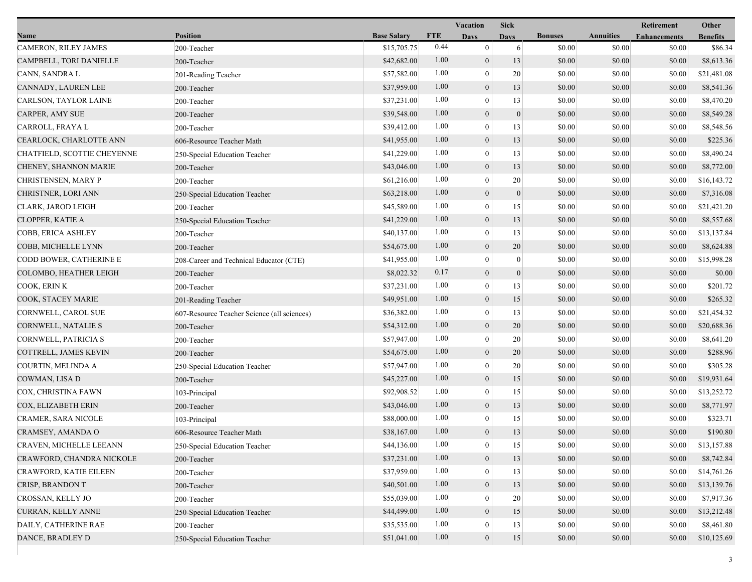| Name | Position | Base Salary | FTE | Vacation Days | Sick Days | Bonuses | Annuities | Retirement Enhancements | Other Benefits |
|---|---|---|---|---|---|---|---|---|---|
| CAMERON, RILEY JAMES | 200-Teacher | $15,705.75 | 0.44 | 0 | 6 | $0.00 | $0.00 | $0.00 | $86.34 |
| CAMPBELL, TORI DANIELLE | 200-Teacher | $42,682.00 | 1.00 | 0 | 13 | $0.00 | $0.00 | $0.00 | $8,613.36 |
| CANN, SANDRA L | 201-Reading Teacher | $57,582.00 | 1.00 | 0 | 20 | $0.00 | $0.00 | $0.00 | $21,481.08 |
| CANNADY, LAUREN LEE | 200-Teacher | $37,959.00 | 1.00 | 0 | 13 | $0.00 | $0.00 | $0.00 | $8,541.36 |
| CARLSON, TAYLOR LAINE | 200-Teacher | $37,231.00 | 1.00 | 0 | 13 | $0.00 | $0.00 | $0.00 | $8,470.20 |
| CARPER, AMY SUE | 200-Teacher | $39,548.00 | 1.00 | 0 | 0 | $0.00 | $0.00 | $0.00 | $8,549.28 |
| CARROLL, FRAYA L | 200-Teacher | $39,412.00 | 1.00 | 0 | 13 | $0.00 | $0.00 | $0.00 | $8,548.56 |
| CEARLOCK, CHARLOTTE ANN | 606-Resource Teacher Math | $41,955.00 | 1.00 | 0 | 13 | $0.00 | $0.00 | $0.00 | $225.36 |
| CHATFIELD, SCOTTIE CHEYENNE | 250-Special Education Teacher | $41,229.00 | 1.00 | 0 | 13 | $0.00 | $0.00 | $0.00 | $8,490.24 |
| CHENEY, SHANNON MARIE | 200-Teacher | $43,046.00 | 1.00 | 0 | 13 | $0.00 | $0.00 | $0.00 | $8,772.00 |
| CHRISTENSEN, MARY P | 200-Teacher | $61,216.00 | 1.00 | 0 | 20 | $0.00 | $0.00 | $0.00 | $16,143.72 |
| CHRISTNER, LORI ANN | 250-Special Education Teacher | $63,218.00 | 1.00 | 0 | 0 | $0.00 | $0.00 | $0.00 | $7,316.08 |
| CLARK, JAROD LEIGH | 200-Teacher | $45,589.00 | 1.00 | 0 | 15 | $0.00 | $0.00 | $0.00 | $21,421.20 |
| CLOPPER, KATIE A | 250-Special Education Teacher | $41,229.00 | 1.00 | 0 | 13 | $0.00 | $0.00 | $0.00 | $8,557.68 |
| COBB, ERICA ASHLEY | 200-Teacher | $40,137.00 | 1.00 | 0 | 13 | $0.00 | $0.00 | $0.00 | $13,137.84 |
| COBB, MICHELLE LYNN | 200-Teacher | $54,675.00 | 1.00 | 0 | 20 | $0.00 | $0.00 | $0.00 | $8,624.88 |
| CODD BOWER, CATHERINE E | 208-Career and Technical Educator (CTE) | $41,955.00 | 1.00 | 0 | 0 | $0.00 | $0.00 | $0.00 | $15,998.28 |
| COLOMBO, HEATHER LEIGH | 200-Teacher | $8,022.32 | 0.17 | 0 | 0 | $0.00 | $0.00 | $0.00 | $0.00 |
| COOK, ERIN K | 200-Teacher | $37,231.00 | 1.00 | 0 | 13 | $0.00 | $0.00 | $0.00 | $201.72 |
| COOK, STACEY MARIE | 201-Reading Teacher | $49,951.00 | 1.00 | 0 | 15 | $0.00 | $0.00 | $0.00 | $265.32 |
| CORNWELL, CAROL SUE | 607-Resource Teacher Science (all sciences) | $36,382.00 | 1.00 | 0 | 13 | $0.00 | $0.00 | $0.00 | $21,454.32 |
| CORNWELL, NATALIE S | 200-Teacher | $54,312.00 | 1.00 | 0 | 20 | $0.00 | $0.00 | $0.00 | $20,688.36 |
| CORNWELL, PATRICIA S | 200-Teacher | $57,947.00 | 1.00 | 0 | 20 | $0.00 | $0.00 | $0.00 | $8,641.20 |
| COTTRELL, JAMES KEVIN | 200-Teacher | $54,675.00 | 1.00 | 0 | 20 | $0.00 | $0.00 | $0.00 | $288.96 |
| COURTIN, MELINDA A | 250-Special Education Teacher | $57,947.00 | 1.00 | 0 | 20 | $0.00 | $0.00 | $0.00 | $305.28 |
| COWMAN, LISA D | 200-Teacher | $45,227.00 | 1.00 | 0 | 15 | $0.00 | $0.00 | $0.00 | $19,931.64 |
| COX, CHRISTINA FAWN | 103-Principal | $92,908.52 | 1.00 | 0 | 15 | $0.00 | $0.00 | $0.00 | $13,252.72 |
| COX, ELIZABETH ERIN | 200-Teacher | $43,046.00 | 1.00 | 0 | 13 | $0.00 | $0.00 | $0.00 | $8,771.97 |
| CRAMER, SARA NICOLE | 103-Principal | $88,000.00 | 1.00 | 0 | 15 | $0.00 | $0.00 | $0.00 | $323.71 |
| CRAMSEY, AMANDA O | 606-Resource Teacher Math | $38,167.00 | 1.00 | 0 | 13 | $0.00 | $0.00 | $0.00 | $190.80 |
| CRAVEN, MICHELLE LEEANN | 250-Special Education Teacher | $44,136.00 | 1.00 | 0 | 15 | $0.00 | $0.00 | $0.00 | $13,157.88 |
| CRAWFORD, CHANDRA NICKOLE | 200-Teacher | $37,231.00 | 1.00 | 0 | 13 | $0.00 | $0.00 | $0.00 | $8,742.84 |
| CRAWFORD, KATIE EILEEN | 200-Teacher | $37,959.00 | 1.00 | 0 | 13 | $0.00 | $0.00 | $0.00 | $14,761.26 |
| CRISP, BRANDON T | 200-Teacher | $40,501.00 | 1.00 | 0 | 13 | $0.00 | $0.00 | $0.00 | $13,139.76 |
| CROSSAN, KELLY JO | 200-Teacher | $55,039.00 | 1.00 | 0 | 20 | $0.00 | $0.00 | $0.00 | $7,917.36 |
| CURRAN, KELLY ANNE | 250-Special Education Teacher | $44,499.00 | 1.00 | 0 | 15 | $0.00 | $0.00 | $0.00 | $13,212.48 |
| DAILY, CATHERINE RAE | 200-Teacher | $35,535.00 | 1.00 | 0 | 13 | $0.00 | $0.00 | $0.00 | $8,461.80 |
| DANCE, BRADLEY D | 250-Special Education Teacher | $51,041.00 | 1.00 | 0 | 15 | $0.00 | $0.00 | $0.00 | $10,125.69 |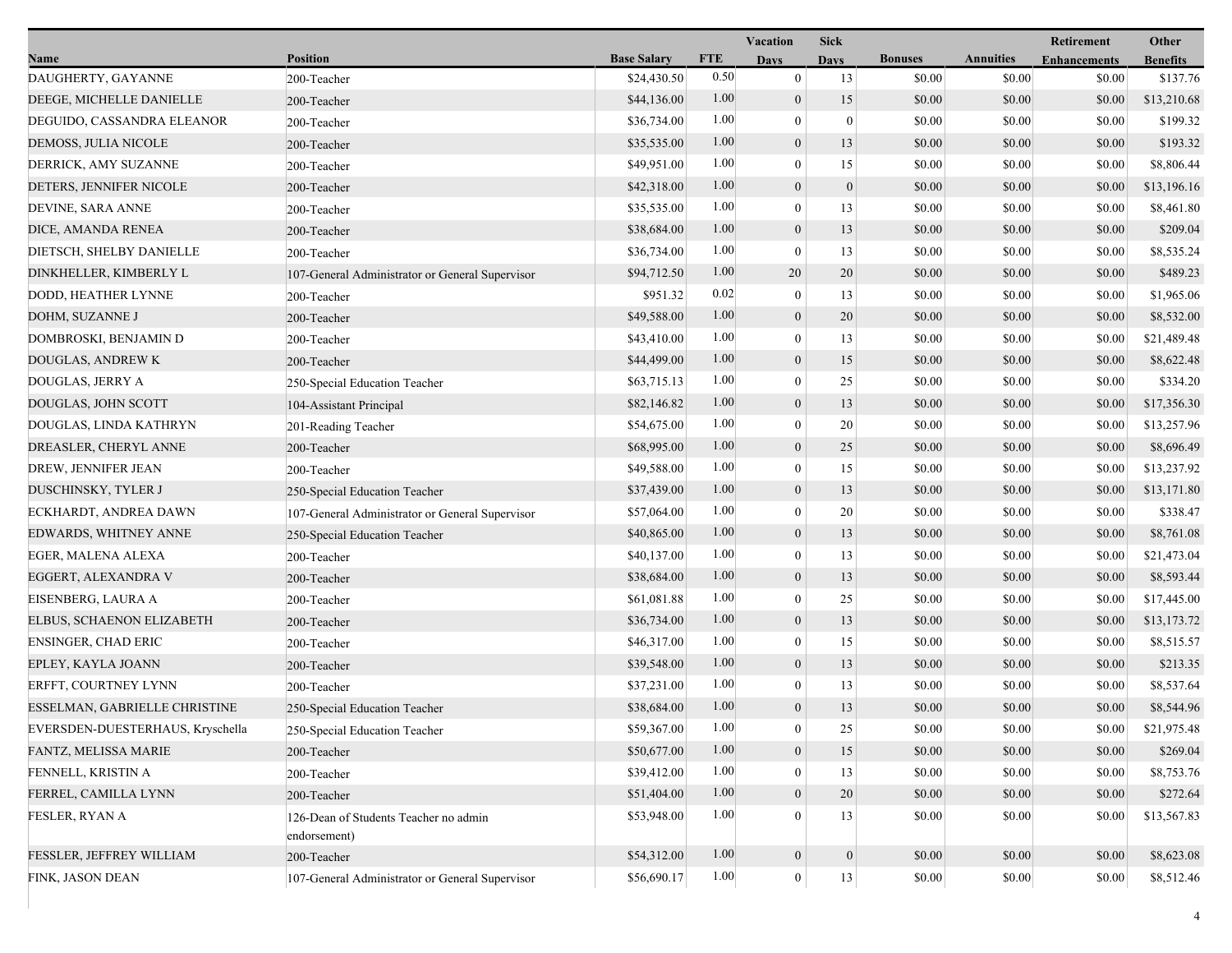| Name | Position | Base Salary | FTE | Vacation Days | Sick Days | Bonuses | Annuities | Retirement Enhancements | Other Benefits |
|---|---|---|---|---|---|---|---|---|---|
| DAUGHERTY, GAYANNE | 200-Teacher | $24,430.50 | 0.50 | 0 | 13 | $0.00 | $0.00 | $0.00 | $137.76 |
| DEEGE, MICHELLE DANIELLE | 200-Teacher | $44,136.00 | 1.00 | 0 | 15 | $0.00 | $0.00 | $0.00 | $13,210.68 |
| DEGUIDO, CASSANDRA ELEANOR | 200-Teacher | $36,734.00 | 1.00 | 0 | 0 | $0.00 | $0.00 | $0.00 | $199.32 |
| DEMOSS, JULIA NICOLE | 200-Teacher | $35,535.00 | 1.00 | 0 | 13 | $0.00 | $0.00 | $0.00 | $193.32 |
| DERRICK, AMY SUZANNE | 200-Teacher | $49,951.00 | 1.00 | 0 | 15 | $0.00 | $0.00 | $0.00 | $8,806.44 |
| DETERS, JENNIFER NICOLE | 200-Teacher | $42,318.00 | 1.00 | 0 | 0 | $0.00 | $0.00 | $0.00 | $13,196.16 |
| DEVINE, SARA ANNE | 200-Teacher | $35,535.00 | 1.00 | 0 | 13 | $0.00 | $0.00 | $0.00 | $8,461.80 |
| DICE, AMANDA RENEA | 200-Teacher | $38,684.00 | 1.00 | 0 | 13 | $0.00 | $0.00 | $0.00 | $209.04 |
| DIETSCH, SHELBY DANIELLE | 200-Teacher | $36,734.00 | 1.00 | 0 | 13 | $0.00 | $0.00 | $0.00 | $8,535.24 |
| DINKHELLER, KIMBERLY L | 107-General Administrator or General Supervisor | $94,712.50 | 1.00 | 20 | 20 | $0.00 | $0.00 | $0.00 | $489.23 |
| DODD, HEATHER LYNNE | 200-Teacher | $951.32 | 0.02 | 0 | 13 | $0.00 | $0.00 | $0.00 | $1,965.06 |
| DOHM, SUZANNE J | 200-Teacher | $49,588.00 | 1.00 | 0 | 20 | $0.00 | $0.00 | $0.00 | $8,532.00 |
| DOMBROSKI, BENJAMIN D | 200-Teacher | $43,410.00 | 1.00 | 0 | 13 | $0.00 | $0.00 | $0.00 | $21,489.48 |
| DOUGLAS, ANDREW K | 200-Teacher | $44,499.00 | 1.00 | 0 | 15 | $0.00 | $0.00 | $0.00 | $8,622.48 |
| DOUGLAS, JERRY A | 250-Special Education Teacher | $63,715.13 | 1.00 | 0 | 25 | $0.00 | $0.00 | $0.00 | $334.20 |
| DOUGLAS, JOHN SCOTT | 104-Assistant Principal | $82,146.82 | 1.00 | 0 | 13 | $0.00 | $0.00 | $0.00 | $17,356.30 |
| DOUGLAS, LINDA KATHRYN | 201-Reading Teacher | $54,675.00 | 1.00 | 0 | 20 | $0.00 | $0.00 | $0.00 | $13,257.96 |
| DREASLER, CHERYL ANNE | 200-Teacher | $68,995.00 | 1.00 | 0 | 25 | $0.00 | $0.00 | $0.00 | $8,696.49 |
| DREW, JENNIFER JEAN | 200-Teacher | $49,588.00 | 1.00 | 0 | 15 | $0.00 | $0.00 | $0.00 | $13,237.92 |
| DUSCHINSKY, TYLER J | 250-Special Education Teacher | $37,439.00 | 1.00 | 0 | 13 | $0.00 | $0.00 | $0.00 | $13,171.80 |
| ECKHARDT, ANDREA DAWN | 107-General Administrator or General Supervisor | $57,064.00 | 1.00 | 0 | 20 | $0.00 | $0.00 | $0.00 | $338.47 |
| EDWARDS, WHITNEY ANNE | 250-Special Education Teacher | $40,865.00 | 1.00 | 0 | 13 | $0.00 | $0.00 | $0.00 | $8,761.08 |
| EGER, MALENA ALEXA | 200-Teacher | $40,137.00 | 1.00 | 0 | 13 | $0.00 | $0.00 | $0.00 | $21,473.04 |
| EGGERT, ALEXANDRA V | 200-Teacher | $38,684.00 | 1.00 | 0 | 13 | $0.00 | $0.00 | $0.00 | $8,593.44 |
| EISENBERG, LAURA A | 200-Teacher | $61,081.88 | 1.00 | 0 | 25 | $0.00 | $0.00 | $0.00 | $17,445.00 |
| ELBUS, SCHAENON ELIZABETH | 200-Teacher | $36,734.00 | 1.00 | 0 | 13 | $0.00 | $0.00 | $0.00 | $13,173.72 |
| ENSINGER, CHAD ERIC | 200-Teacher | $46,317.00 | 1.00 | 0 | 15 | $0.00 | $0.00 | $0.00 | $8,515.57 |
| EPLEY, KAYLA JOANN | 200-Teacher | $39,548.00 | 1.00 | 0 | 13 | $0.00 | $0.00 | $0.00 | $213.35 |
| ERFFT, COURTNEY LYNN | 200-Teacher | $37,231.00 | 1.00 | 0 | 13 | $0.00 | $0.00 | $0.00 | $8,537.64 |
| ESSELMAN, GABRIELLE CHRISTINE | 250-Special Education Teacher | $38,684.00 | 1.00 | 0 | 13 | $0.00 | $0.00 | $0.00 | $8,544.96 |
| EVERSDEN-DUESTERHAUS, Kryschella | 250-Special Education Teacher | $59,367.00 | 1.00 | 0 | 25 | $0.00 | $0.00 | $0.00 | $21,975.48 |
| FANTZ, MELISSA MARIE | 200-Teacher | $50,677.00 | 1.00 | 0 | 15 | $0.00 | $0.00 | $0.00 | $269.04 |
| FENNELL, KRISTIN A | 200-Teacher | $39,412.00 | 1.00 | 0 | 13 | $0.00 | $0.00 | $0.00 | $8,753.76 |
| FERREL, CAMILLA LYNN | 200-Teacher | $51,404.00 | 1.00 | 0 | 20 | $0.00 | $0.00 | $0.00 | $272.64 |
| FESLER, RYAN A | 126-Dean of Students Teacher no admin endorsement) | $53,948.00 | 1.00 | 0 | 13 | $0.00 | $0.00 | $0.00 | $13,567.83 |
| FESSLER, JEFFREY WILLIAM | 200-Teacher | $54,312.00 | 1.00 | 0 | 0 | $0.00 | $0.00 | $0.00 | $8,623.08 |
| FINK, JASON DEAN | 107-General Administrator or General Supervisor | $56,690.17 | 1.00 | 0 | 13 | $0.00 | $0.00 | $0.00 | $8,512.46 |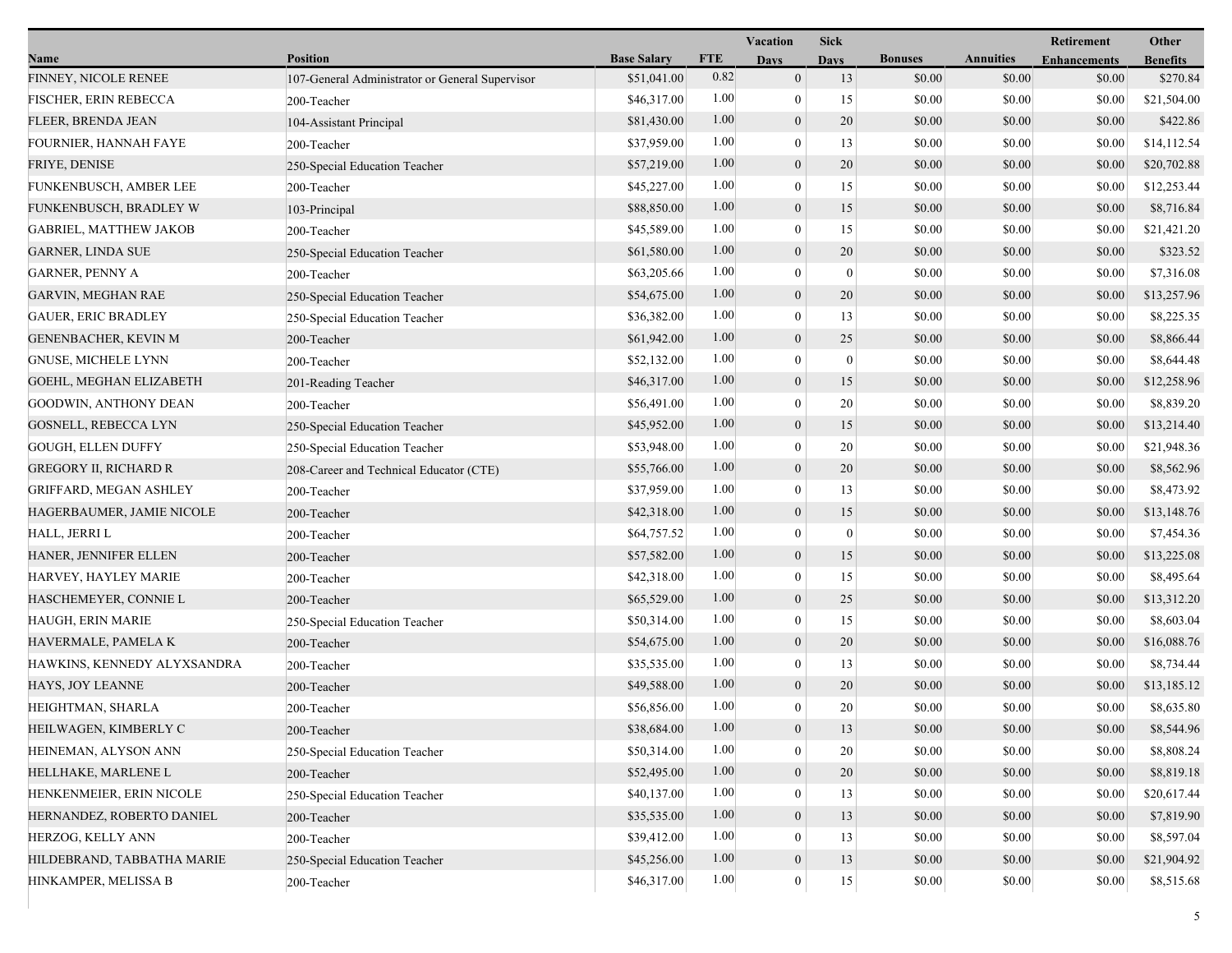| Name | Position | Base Salary | FTE | Vacation Days | Sick Days | Bonuses | Annuities | Retirement Enhancements | Other Benefits |
|---|---|---|---|---|---|---|---|---|---|
| FINNEY, NICOLE RENEE | 107-General Administrator or General Supervisor | $51,041.00 | 0.82 | 0 | 13 | $0.00 | $0.00 | $0.00 | $270.84 |
| FISCHER, ERIN REBECCA | 200-Teacher | $46,317.00 | 1.00 | 0 | 15 | $0.00 | $0.00 | $0.00 | $21,504.00 |
| FLEER, BRENDA JEAN | 104-Assistant Principal | $81,430.00 | 1.00 | 0 | 20 | $0.00 | $0.00 | $0.00 | $422.86 |
| FOURNIER, HANNAH FAYE | 200-Teacher | $37,959.00 | 1.00 | 0 | 13 | $0.00 | $0.00 | $0.00 | $14,112.54 |
| FRIYE, DENISE | 250-Special Education Teacher | $57,219.00 | 1.00 | 0 | 20 | $0.00 | $0.00 | $0.00 | $20,702.88 |
| FUNKENBUSCH, AMBER LEE | 200-Teacher | $45,227.00 | 1.00 | 0 | 15 | $0.00 | $0.00 | $0.00 | $12,253.44 |
| FUNKENBUSCH, BRADLEY W | 103-Principal | $88,850.00 | 1.00 | 0 | 15 | $0.00 | $0.00 | $0.00 | $8,716.84 |
| GABRIEL, MATTHEW JAKOB | 200-Teacher | $45,589.00 | 1.00 | 0 | 15 | $0.00 | $0.00 | $0.00 | $21,421.20 |
| GARNER, LINDA SUE | 250-Special Education Teacher | $61,580.00 | 1.00 | 0 | 20 | $0.00 | $0.00 | $0.00 | $323.52 |
| GARNER, PENNY A | 200-Teacher | $63,205.66 | 1.00 | 0 | 0 | $0.00 | $0.00 | $0.00 | $7,316.08 |
| GARVIN, MEGHAN RAE | 250-Special Education Teacher | $54,675.00 | 1.00 | 0 | 20 | $0.00 | $0.00 | $0.00 | $13,257.96 |
| GAUER, ERIC BRADLEY | 250-Special Education Teacher | $36,382.00 | 1.00 | 0 | 13 | $0.00 | $0.00 | $0.00 | $8,225.35 |
| GENENBACHER, KEVIN M | 200-Teacher | $61,942.00 | 1.00 | 0 | 25 | $0.00 | $0.00 | $0.00 | $8,866.44 |
| GNUSE, MICHELE LYNN | 200-Teacher | $52,132.00 | 1.00 | 0 | 0 | $0.00 | $0.00 | $0.00 | $8,644.48 |
| GOEHL, MEGHAN ELIZABETH | 201-Reading Teacher | $46,317.00 | 1.00 | 0 | 15 | $0.00 | $0.00 | $0.00 | $12,258.96 |
| GOODWIN, ANTHONY DEAN | 200-Teacher | $56,491.00 | 1.00 | 0 | 20 | $0.00 | $0.00 | $0.00 | $8,839.20 |
| GOSNELL, REBECCA LYN | 250-Special Education Teacher | $45,952.00 | 1.00 | 0 | 15 | $0.00 | $0.00 | $0.00 | $13,214.40 |
| GOUGH, ELLEN DUFFY | 250-Special Education Teacher | $53,948.00 | 1.00 | 0 | 20 | $0.00 | $0.00 | $0.00 | $21,948.36 |
| GREGORY II, RICHARD R | 208-Career and Technical Educator (CTE) | $55,766.00 | 1.00 | 0 | 20 | $0.00 | $0.00 | $0.00 | $8,562.96 |
| GRIFFARD, MEGAN ASHLEY | 200-Teacher | $37,959.00 | 1.00 | 0 | 13 | $0.00 | $0.00 | $0.00 | $8,473.92 |
| HAGERBAUMER, JAMIE NICOLE | 200-Teacher | $42,318.00 | 1.00 | 0 | 15 | $0.00 | $0.00 | $0.00 | $13,148.76 |
| HALL, JERRI L | 200-Teacher | $64,757.52 | 1.00 | 0 | 0 | $0.00 | $0.00 | $0.00 | $7,454.36 |
| HANER, JENNIFER ELLEN | 200-Teacher | $57,582.00 | 1.00 | 0 | 15 | $0.00 | $0.00 | $0.00 | $13,225.08 |
| HARVEY, HAYLEY MARIE | 200-Teacher | $42,318.00 | 1.00 | 0 | 15 | $0.00 | $0.00 | $0.00 | $8,495.64 |
| HASCHEMEYER, CONNIE L | 200-Teacher | $65,529.00 | 1.00 | 0 | 25 | $0.00 | $0.00 | $0.00 | $13,312.20 |
| HAUGH, ERIN MARIE | 250-Special Education Teacher | $50,314.00 | 1.00 | 0 | 15 | $0.00 | $0.00 | $0.00 | $8,603.04 |
| HAVERMALE, PAMELA K | 200-Teacher | $54,675.00 | 1.00 | 0 | 20 | $0.00 | $0.00 | $0.00 | $16,088.76 |
| HAWKINS, KENNEDY ALYXSANDRA | 200-Teacher | $35,535.00 | 1.00 | 0 | 13 | $0.00 | $0.00 | $0.00 | $8,734.44 |
| HAYS, JOY LEANNE | 200-Teacher | $49,588.00 | 1.00 | 0 | 20 | $0.00 | $0.00 | $0.00 | $13,185.12 |
| HEIGHTMAN, SHARLA | 200-Teacher | $56,856.00 | 1.00 | 0 | 20 | $0.00 | $0.00 | $0.00 | $8,635.80 |
| HEILWAGEN, KIMBERLY C | 200-Teacher | $38,684.00 | 1.00 | 0 | 13 | $0.00 | $0.00 | $0.00 | $8,544.96 |
| HEINEMAN, ALYSON ANN | 250-Special Education Teacher | $50,314.00 | 1.00 | 0 | 20 | $0.00 | $0.00 | $0.00 | $8,808.24 |
| HELLHAKE, MARLENE L | 200-Teacher | $52,495.00 | 1.00 | 0 | 20 | $0.00 | $0.00 | $0.00 | $8,819.18 |
| HENKENMEIER, ERIN NICOLE | 250-Special Education Teacher | $40,137.00 | 1.00 | 0 | 13 | $0.00 | $0.00 | $0.00 | $20,617.44 |
| HERNANDEZ, ROBERTO DANIEL | 200-Teacher | $35,535.00 | 1.00 | 0 | 13 | $0.00 | $0.00 | $0.00 | $7,819.90 |
| HERZOG, KELLY ANN | 200-Teacher | $39,412.00 | 1.00 | 0 | 13 | $0.00 | $0.00 | $0.00 | $8,597.04 |
| HILDEBRAND, TABBATHA MARIE | 250-Special Education Teacher | $45,256.00 | 1.00 | 0 | 13 | $0.00 | $0.00 | $0.00 | $21,904.92 |
| HINKAMPER, MELISSA B | 200-Teacher | $46,317.00 | 1.00 | 0 | 15 | $0.00 | $0.00 | $0.00 | $8,515.68 |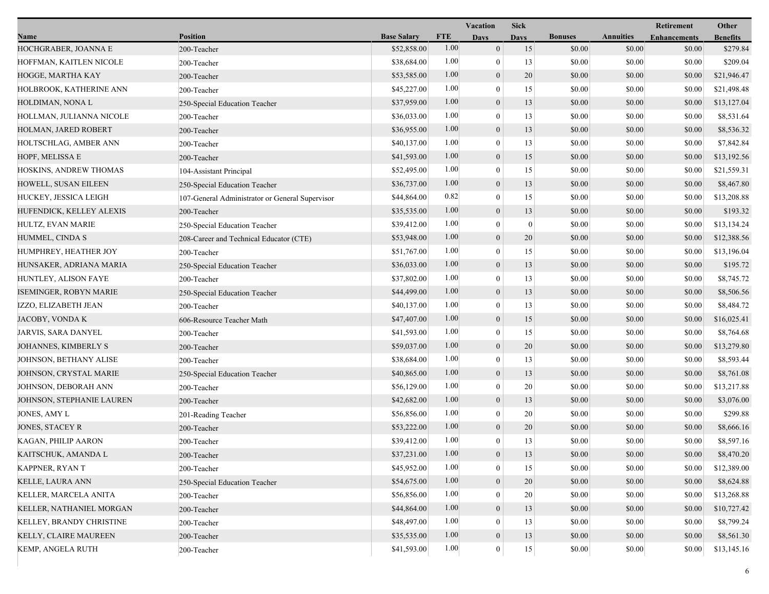| Name | Position | Base Salary | FTE | Vacation Days | Sick Days | Bonuses | Annuities | Retirement Enhancements | Other Benefits |
|---|---|---|---|---|---|---|---|---|---|
| HOCHGRABER, JOANNA E | 200-Teacher | $52,858.00 | 1.00 | 0 | 15 | $0.00 | $0.00 | $0.00 | $279.84 |
| HOFFMAN, KAITLEN NICOLE | 200-Teacher | $38,684.00 | 1.00 | 0 | 13 | $0.00 | $0.00 | $0.00 | $209.04 |
| HOGGE, MARTHA KAY | 200-Teacher | $53,585.00 | 1.00 | 0 | 20 | $0.00 | $0.00 | $0.00 | $21,946.47 |
| HOLBROOK, KATHERINE ANN | 200-Teacher | $45,227.00 | 1.00 | 0 | 15 | $0.00 | $0.00 | $0.00 | $21,498.48 |
| HOLDIMAN, NONA L | 250-Special Education Teacher | $37,959.00 | 1.00 | 0 | 13 | $0.00 | $0.00 | $0.00 | $13,127.04 |
| HOLLMAN, JULIANNA NICOLE | 200-Teacher | $36,033.00 | 1.00 | 0 | 13 | $0.00 | $0.00 | $0.00 | $8,531.64 |
| HOLMAN, JARED ROBERT | 200-Teacher | $36,955.00 | 1.00 | 0 | 13 | $0.00 | $0.00 | $0.00 | $8,536.32 |
| HOLTSCHLAG, AMBER ANN | 200-Teacher | $40,137.00 | 1.00 | 0 | 13 | $0.00 | $0.00 | $0.00 | $7,842.84 |
| HOPF, MELISSA E | 200-Teacher | $41,593.00 | 1.00 | 0 | 15 | $0.00 | $0.00 | $0.00 | $13,192.56 |
| HOSKINS, ANDREW THOMAS | 104-Assistant Principal | $52,495.00 | 1.00 | 0 | 15 | $0.00 | $0.00 | $0.00 | $21,559.31 |
| HOWELL, SUSAN EILEEN | 250-Special Education Teacher | $36,737.00 | 1.00 | 0 | 13 | $0.00 | $0.00 | $0.00 | $8,467.80 |
| HUCKEY, JESSICA LEIGH | 107-General Administrator or General Supervisor | $44,864.00 | 0.82 | 0 | 15 | $0.00 | $0.00 | $0.00 | $13,208.88 |
| HUFENDICK, KELLEY ALEXIS | 200-Teacher | $35,535.00 | 1.00 | 0 | 13 | $0.00 | $0.00 | $0.00 | $193.32 |
| HULTZ, EVAN MARIE | 250-Special Education Teacher | $39,412.00 | 1.00 | 0 | 0 | $0.00 | $0.00 | $0.00 | $13,134.24 |
| HUMMEL, CINDA S | 208-Career and Technical Educator (CTE) | $53,948.00 | 1.00 | 0 | 20 | $0.00 | $0.00 | $0.00 | $12,388.56 |
| HUMPHREY, HEATHER JOY | 200-Teacher | $51,767.00 | 1.00 | 0 | 15 | $0.00 | $0.00 | $0.00 | $13,196.04 |
| HUNSAKER, ADRIANA MARIA | 250-Special Education Teacher | $36,033.00 | 1.00 | 0 | 13 | $0.00 | $0.00 | $0.00 | $195.72 |
| HUNTLEY, ALISON FAYE | 200-Teacher | $37,802.00 | 1.00 | 0 | 13 | $0.00 | $0.00 | $0.00 | $8,745.72 |
| ISEMINGER, ROBYN MARIE | 250-Special Education Teacher | $44,499.00 | 1.00 | 0 | 13 | $0.00 | $0.00 | $0.00 | $8,506.56 |
| IZZO, ELIZABETH JEAN | 200-Teacher | $40,137.00 | 1.00 | 0 | 13 | $0.00 | $0.00 | $0.00 | $8,484.72 |
| JACOBY, VONDA K | 606-Resource Teacher Math | $47,407.00 | 1.00 | 0 | 15 | $0.00 | $0.00 | $0.00 | $16,025.41 |
| JARVIS, SARA DANYEL | 200-Teacher | $41,593.00 | 1.00 | 0 | 15 | $0.00 | $0.00 | $0.00 | $8,764.68 |
| JOHANNES, KIMBERLY S | 200-Teacher | $59,037.00 | 1.00 | 0 | 20 | $0.00 | $0.00 | $0.00 | $13,279.80 |
| JOHNSON, BETHANY ALISE | 200-Teacher | $38,684.00 | 1.00 | 0 | 13 | $0.00 | $0.00 | $0.00 | $8,593.44 |
| JOHNSON, CRYSTAL MARIE | 250-Special Education Teacher | $40,865.00 | 1.00 | 0 | 13 | $0.00 | $0.00 | $0.00 | $8,761.08 |
| JOHNSON, DEBORAH ANN | 200-Teacher | $56,129.00 | 1.00 | 0 | 20 | $0.00 | $0.00 | $0.00 | $13,217.88 |
| JOHNSON, STEPHANIE LAUREN | 200-Teacher | $42,682.00 | 1.00 | 0 | 13 | $0.00 | $0.00 | $0.00 | $3,076.00 |
| JONES, AMY L | 201-Reading Teacher | $56,856.00 | 1.00 | 0 | 20 | $0.00 | $0.00 | $0.00 | $299.88 |
| JONES, STACEY R | 200-Teacher | $53,222.00 | 1.00 | 0 | 20 | $0.00 | $0.00 | $0.00 | $8,666.16 |
| KAGAN, PHILIP AARON | 200-Teacher | $39,412.00 | 1.00 | 0 | 13 | $0.00 | $0.00 | $0.00 | $8,597.16 |
| KAITSCHUK, AMANDA L | 200-Teacher | $37,231.00 | 1.00 | 0 | 13 | $0.00 | $0.00 | $0.00 | $8,470.20 |
| KAPPNER, RYAN T | 200-Teacher | $45,952.00 | 1.00 | 0 | 15 | $0.00 | $0.00 | $0.00 | $12,389.00 |
| KELLE, LAURA ANN | 250-Special Education Teacher | $54,675.00 | 1.00 | 0 | 20 | $0.00 | $0.00 | $0.00 | $8,624.88 |
| KELLER, MARCELA ANITA | 200-Teacher | $56,856.00 | 1.00 | 0 | 20 | $0.00 | $0.00 | $0.00 | $13,268.88 |
| KELLER, NATHANIEL MORGAN | 200-Teacher | $44,864.00 | 1.00 | 0 | 13 | $0.00 | $0.00 | $0.00 | $10,727.42 |
| KELLEY, BRANDY CHRISTINE | 200-Teacher | $48,497.00 | 1.00 | 0 | 13 | $0.00 | $0.00 | $0.00 | $8,799.24 |
| KELLY, CLAIRE MAUREEN | 200-Teacher | $35,535.00 | 1.00 | 0 | 13 | $0.00 | $0.00 | $0.00 | $8,561.30 |
| KEMP, ANGELA RUTH | 200-Teacher | $41,593.00 | 1.00 | 0 | 15 | $0.00 | $0.00 | $0.00 | $13,145.16 |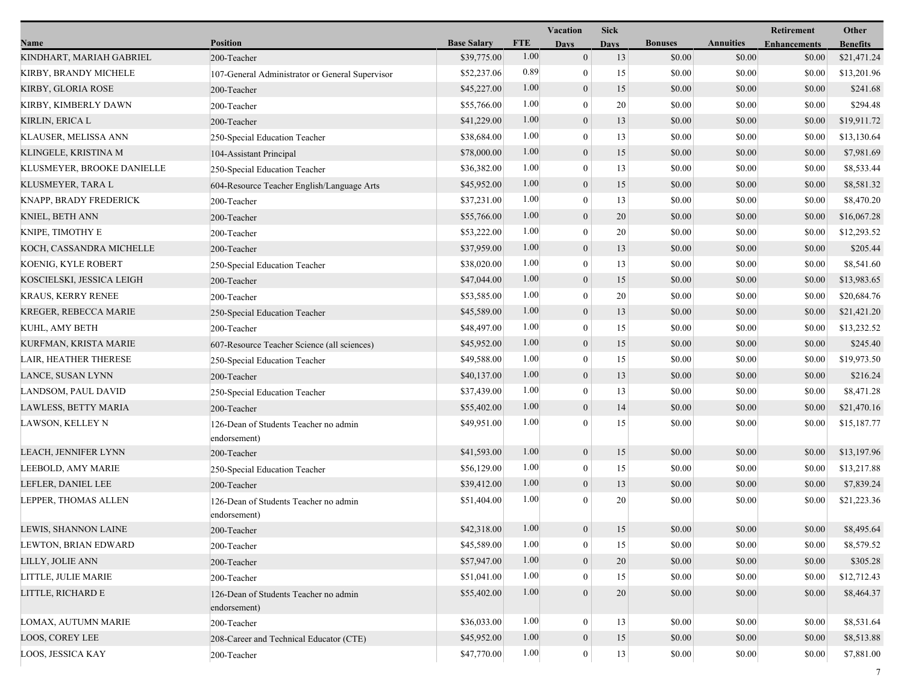| Name | Position | Base Salary | FTE | Vacation Days | Sick Days | Bonuses | Annuities | Retirement Enhancements | Other Benefits |
|---|---|---|---|---|---|---|---|---|---|
| KINDHART, MARIAH GABRIEL | 200-Teacher | $39,775.00 | 1.00 | 0 | 13 | $0.00 | $0.00 | $0.00 | $21,471.24 |
| KIRBY, BRANDY MICHELE | 107-General Administrator or General Supervisor | $52,237.06 | 0.89 | 0 | 15 | $0.00 | $0.00 | $0.00 | $13,201.96 |
| KIRBY, GLORIA ROSE | 200-Teacher | $45,227.00 | 1.00 | 0 | 15 | $0.00 | $0.00 | $0.00 | $241.68 |
| KIRBY, KIMBERLY DAWN | 200-Teacher | $55,766.00 | 1.00 | 0 | 20 | $0.00 | $0.00 | $0.00 | $294.48 |
| KIRLIN, ERICA L | 200-Teacher | $41,229.00 | 1.00 | 0 | 13 | $0.00 | $0.00 | $0.00 | $19,911.72 |
| KLAUSER, MELISSA ANN | 250-Special Education Teacher | $38,684.00 | 1.00 | 0 | 13 | $0.00 | $0.00 | $0.00 | $13,130.64 |
| KLINGELE, KRISTINA M | 104-Assistant Principal | $78,000.00 | 1.00 | 0 | 15 | $0.00 | $0.00 | $0.00 | $7,981.69 |
| KLUSMEYER, BROOKE DANIELLE | 250-Special Education Teacher | $36,382.00 | 1.00 | 0 | 13 | $0.00 | $0.00 | $0.00 | $8,533.44 |
| KLUSMEYER, TARA L | 604-Resource Teacher English/Language Arts | $45,952.00 | 1.00 | 0 | 15 | $0.00 | $0.00 | $0.00 | $8,581.32 |
| KNAPP, BRADY FREDERICK | 200-Teacher | $37,231.00 | 1.00 | 0 | 13 | $0.00 | $0.00 | $0.00 | $8,470.20 |
| KNIEL, BETH ANN | 200-Teacher | $55,766.00 | 1.00 | 0 | 20 | $0.00 | $0.00 | $0.00 | $16,067.28 |
| KNIPE, TIMOTHY E | 200-Teacher | $53,222.00 | 1.00 | 0 | 20 | $0.00 | $0.00 | $0.00 | $12,293.52 |
| KOCH, CASSANDRA MICHELLE | 200-Teacher | $37,959.00 | 1.00 | 0 | 13 | $0.00 | $0.00 | $0.00 | $205.44 |
| KOENIG, KYLE ROBERT | 250-Special Education Teacher | $38,020.00 | 1.00 | 0 | 13 | $0.00 | $0.00 | $0.00 | $8,541.60 |
| KOSCIELSKI, JESSICA LEIGH | 200-Teacher | $47,044.00 | 1.00 | 0 | 15 | $0.00 | $0.00 | $0.00 | $13,983.65 |
| KRAUS, KERRY RENEE | 200-Teacher | $53,585.00 | 1.00 | 0 | 20 | $0.00 | $0.00 | $0.00 | $20,684.76 |
| KREGER, REBECCA MARIE | 250-Special Education Teacher | $45,589.00 | 1.00 | 0 | 13 | $0.00 | $0.00 | $0.00 | $21,421.20 |
| KUHL, AMY BETH | 200-Teacher | $48,497.00 | 1.00 | 0 | 15 | $0.00 | $0.00 | $0.00 | $13,232.52 |
| KURFMAN, KRISTA MARIE | 607-Resource Teacher Science (all sciences) | $45,952.00 | 1.00 | 0 | 15 | $0.00 | $0.00 | $0.00 | $245.40 |
| LAIR, HEATHER THERESE | 250-Special Education Teacher | $49,588.00 | 1.00 | 0 | 15 | $0.00 | $0.00 | $0.00 | $19,973.50 |
| LANCE, SUSAN LYNN | 200-Teacher | $40,137.00 | 1.00 | 0 | 13 | $0.00 | $0.00 | $0.00 | $216.24 |
| LANDSOM, PAUL DAVID | 250-Special Education Teacher | $37,439.00 | 1.00 | 0 | 13 | $0.00 | $0.00 | $0.00 | $8,471.28 |
| LAWLESS, BETTY MARIA | 200-Teacher | $55,402.00 | 1.00 | 0 | 14 | $0.00 | $0.00 | $0.00 | $21,470.16 |
| LAWSON, KELLEY N | 126-Dean of Students Teacher no admin endorsement) | $49,951.00 | 1.00 | 0 | 15 | $0.00 | $0.00 | $0.00 | $15,187.77 |
| LEACH, JENNIFER LYNN | 200-Teacher | $41,593.00 | 1.00 | 0 | 15 | $0.00 | $0.00 | $0.00 | $13,197.96 |
| LEEBOLD, AMY MARIE | 250-Special Education Teacher | $56,129.00 | 1.00 | 0 | 15 | $0.00 | $0.00 | $0.00 | $13,217.88 |
| LEFLER, DANIEL LEE | 200-Teacher | $39,412.00 | 1.00 | 0 | 13 | $0.00 | $0.00 | $0.00 | $7,839.24 |
| LEPPER, THOMAS ALLEN | 126-Dean of Students Teacher no admin endorsement) | $51,404.00 | 1.00 | 0 | 20 | $0.00 | $0.00 | $0.00 | $21,223.36 |
| LEWIS, SHANNON LAINE | 200-Teacher | $42,318.00 | 1.00 | 0 | 15 | $0.00 | $0.00 | $0.00 | $8,495.64 |
| LEWTON, BRIAN EDWARD | 200-Teacher | $45,589.00 | 1.00 | 0 | 15 | $0.00 | $0.00 | $0.00 | $8,579.52 |
| LILLY, JOLIE ANN | 200-Teacher | $57,947.00 | 1.00 | 0 | 20 | $0.00 | $0.00 | $0.00 | $305.28 |
| LITTLE, JULIE MARIE | 200-Teacher | $51,041.00 | 1.00 | 0 | 15 | $0.00 | $0.00 | $0.00 | $12,712.43 |
| LITTLE, RICHARD E | 126-Dean of Students Teacher no admin endorsement) | $55,402.00 | 1.00 | 0 | 20 | $0.00 | $0.00 | $0.00 | $8,464.37 |
| LOMAX, AUTUMN MARIE | 200-Teacher | $36,033.00 | 1.00 | 0 | 13 | $0.00 | $0.00 | $0.00 | $8,531.64 |
| LOOS, COREY LEE | 208-Career and Technical Educator (CTE) | $45,952.00 | 1.00 | 0 | 15 | $0.00 | $0.00 | $0.00 | $8,513.88 |
| LOOS, JESSICA KAY | 200-Teacher | $47,770.00 | 1.00 | 0 | 13 | $0.00 | $0.00 | $0.00 | $7,881.00 |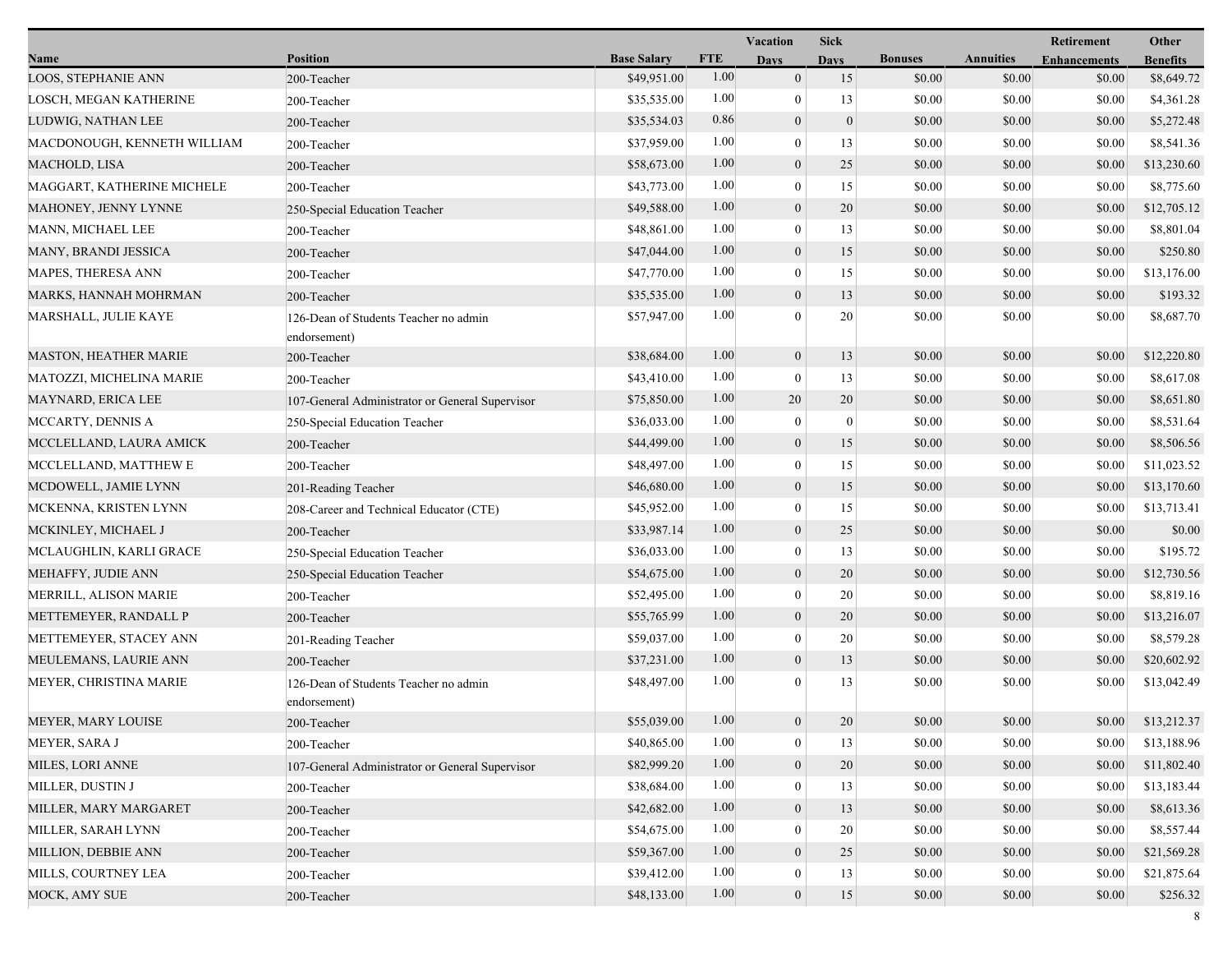| Name | Position | Base Salary | FTE | Vacation Days | Sick Days | Bonuses | Annuities | Retirement Enhancements | Other Benefits |
|---|---|---|---|---|---|---|---|---|---|
| LOOS, STEPHANIE ANN | 200-Teacher | $49,951.00 | 1.00 | 0 | 15 | $0.00 | $0.00 | $0.00 | $8,649.72 |
| LOSCH, MEGAN KATHERINE | 200-Teacher | $35,535.00 | 1.00 | 0 | 13 | $0.00 | $0.00 | $0.00 | $4,361.28 |
| LUDWIG, NATHAN LEE | 200-Teacher | $35,534.03 | 0.86 | 0 | 0 | $0.00 | $0.00 | $0.00 | $5,272.48 |
| MACDONOUGH, KENNETH WILLIAM | 200-Teacher | $37,959.00 | 1.00 | 0 | 13 | $0.00 | $0.00 | $0.00 | $8,541.36 |
| MACHOLD, LISA | 200-Teacher | $58,673.00 | 1.00 | 0 | 25 | $0.00 | $0.00 | $0.00 | $13,230.60 |
| MAGGART, KATHERINE MICHELE | 200-Teacher | $43,773.00 | 1.00 | 0 | 15 | $0.00 | $0.00 | $0.00 | $8,775.60 |
| MAHONEY, JENNY LYNNE | 250-Special Education Teacher | $49,588.00 | 1.00 | 0 | 20 | $0.00 | $0.00 | $0.00 | $12,705.12 |
| MANN, MICHAEL LEE | 200-Teacher | $48,861.00 | 1.00 | 0 | 13 | $0.00 | $0.00 | $0.00 | $8,801.04 |
| MANY, BRANDI JESSICA | 200-Teacher | $47,044.00 | 1.00 | 0 | 15 | $0.00 | $0.00 | $0.00 | $250.80 |
| MAPES, THERESA ANN | 200-Teacher | $47,770.00 | 1.00 | 0 | 15 | $0.00 | $0.00 | $0.00 | $13,176.00 |
| MARKS, HANNAH MOHRMAN | 200-Teacher | $35,535.00 | 1.00 | 0 | 13 | $0.00 | $0.00 | $0.00 | $193.32 |
| MARSHALL, JULIE KAYE | 126-Dean of Students Teacher no admin endorsement) | $57,947.00 | 1.00 | 0 | 20 | $0.00 | $0.00 | $0.00 | $8,687.70 |
| MASTON, HEATHER MARIE | 200-Teacher | $38,684.00 | 1.00 | 0 | 13 | $0.00 | $0.00 | $0.00 | $12,220.80 |
| MATOZZI, MICHELINA MARIE | 200-Teacher | $43,410.00 | 1.00 | 0 | 13 | $0.00 | $0.00 | $0.00 | $8,617.08 |
| MAYNARD, ERICA LEE | 107-General Administrator or General Supervisor | $75,850.00 | 1.00 | 20 | 20 | $0.00 | $0.00 | $0.00 | $8,651.80 |
| MCCARTY, DENNIS A | 250-Special Education Teacher | $36,033.00 | 1.00 | 0 | 0 | $0.00 | $0.00 | $0.00 | $8,531.64 |
| MCCLELLAND, LAURA AMICK | 200-Teacher | $44,499.00 | 1.00 | 0 | 15 | $0.00 | $0.00 | $0.00 | $8,506.56 |
| MCCLELLAND, MATTHEW E | 200-Teacher | $48,497.00 | 1.00 | 0 | 15 | $0.00 | $0.00 | $0.00 | $11,023.52 |
| MCDOWELL, JAMIE LYNN | 201-Reading Teacher | $46,680.00 | 1.00 | 0 | 15 | $0.00 | $0.00 | $0.00 | $13,170.60 |
| MCKENNA, KRISTEN LYNN | 208-Career and Technical Educator (CTE) | $45,952.00 | 1.00 | 0 | 15 | $0.00 | $0.00 | $0.00 | $13,713.41 |
| MCKINLEY, MICHAEL J | 200-Teacher | $33,987.14 | 1.00 | 0 | 25 | $0.00 | $0.00 | $0.00 | $0.00 |
| MCLAUGHLIN, KARLI GRACE | 250-Special Education Teacher | $36,033.00 | 1.00 | 0 | 13 | $0.00 | $0.00 | $0.00 | $195.72 |
| MEHAFFY, JUDIE ANN | 250-Special Education Teacher | $54,675.00 | 1.00 | 0 | 20 | $0.00 | $0.00 | $0.00 | $12,730.56 |
| MERRILL, ALISON MARIE | 200-Teacher | $52,495.00 | 1.00 | 0 | 20 | $0.00 | $0.00 | $0.00 | $8,819.16 |
| METTEMEYER, RANDALL P | 200-Teacher | $55,765.99 | 1.00 | 0 | 20 | $0.00 | $0.00 | $0.00 | $13,216.07 |
| METTEMEYER, STACEY ANN | 201-Reading Teacher | $59,037.00 | 1.00 | 0 | 20 | $0.00 | $0.00 | $0.00 | $8,579.28 |
| MEULEMANS, LAURIE ANN | 200-Teacher | $37,231.00 | 1.00 | 0 | 13 | $0.00 | $0.00 | $0.00 | $20,602.92 |
| MEYER, CHRISTINA MARIE | 126-Dean of Students Teacher no admin endorsement) | $48,497.00 | 1.00 | 0 | 13 | $0.00 | $0.00 | $0.00 | $13,042.49 |
| MEYER, MARY LOUISE | 200-Teacher | $55,039.00 | 1.00 | 0 | 20 | $0.00 | $0.00 | $0.00 | $13,212.37 |
| MEYER, SARA J | 200-Teacher | $40,865.00 | 1.00 | 0 | 13 | $0.00 | $0.00 | $0.00 | $13,188.96 |
| MILES, LORI ANNE | 107-General Administrator or General Supervisor | $82,999.20 | 1.00 | 0 | 20 | $0.00 | $0.00 | $0.00 | $11,802.40 |
| MILLER, DUSTIN J | 200-Teacher | $38,684.00 | 1.00 | 0 | 13 | $0.00 | $0.00 | $0.00 | $13,183.44 |
| MILLER, MARY MARGARET | 200-Teacher | $42,682.00 | 1.00 | 0 | 13 | $0.00 | $0.00 | $0.00 | $8,613.36 |
| MILLER, SARAH LYNN | 200-Teacher | $54,675.00 | 1.00 | 0 | 20 | $0.00 | $0.00 | $0.00 | $8,557.44 |
| MILLION, DEBBIE ANN | 200-Teacher | $59,367.00 | 1.00 | 0 | 25 | $0.00 | $0.00 | $0.00 | $21,569.28 |
| MILLS, COURTNEY LEA | 200-Teacher | $39,412.00 | 1.00 | 0 | 13 | $0.00 | $0.00 | $0.00 | $21,875.64 |
| MOCK, AMY SUE | 200-Teacher | $48,133.00 | 1.00 | 0 | 15 | $0.00 | $0.00 | $0.00 | $256.32 |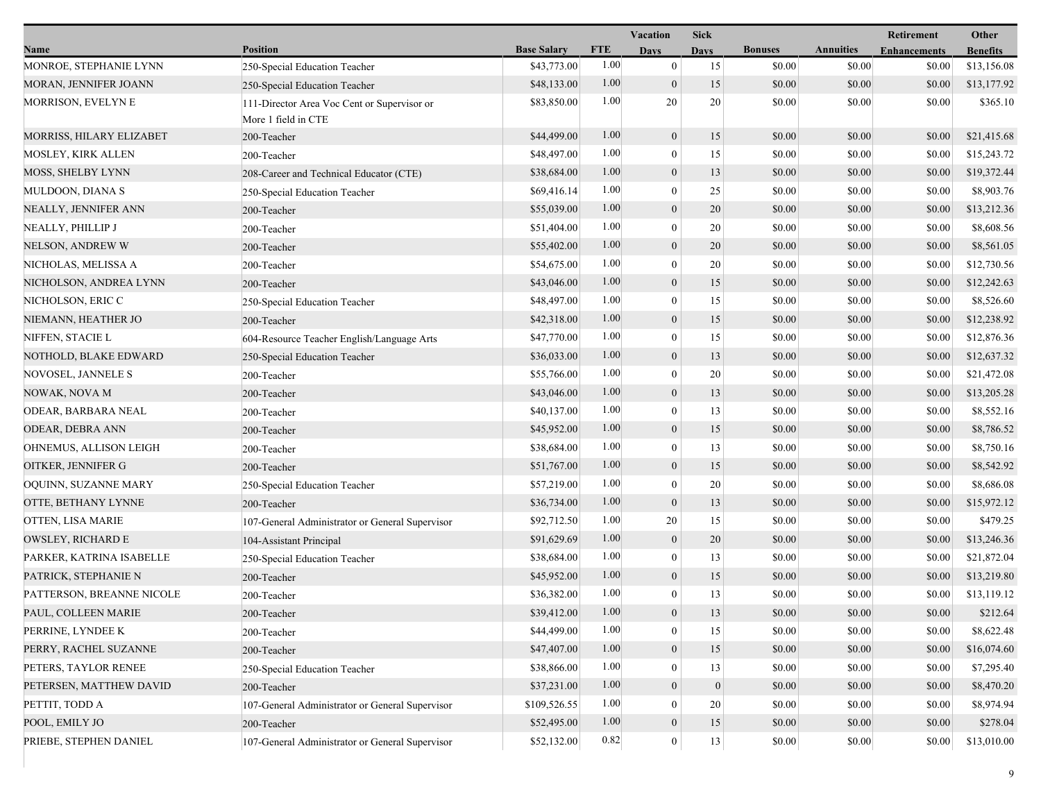| Name | Position | Base Salary | FTE | Vacation Days | Sick Days | Bonuses | Annuities | Retirement Enhancements | Other Benefits |
|---|---|---|---|---|---|---|---|---|---|
| MONROE, STEPHANIE LYNN | 250-Special Education Teacher | $43,773.00 | 1.00 | 0 | 15 | $0.00 | $0.00 | $0.00 | $13,156.08 |
| MORAN, JENNIFER JOANN | 250-Special Education Teacher | $48,133.00 | 1.00 | 0 | 15 | $0.00 | $0.00 | $0.00 | $13,177.92 |
| MORRISON, EVELYN E | 111-Director Area Voc Cent or Supervisor or More 1 field in CTE | $83,850.00 | 1.00 | 20 | 20 | $0.00 | $0.00 | $0.00 | $365.10 |
| MORRISS, HILARY ELIZABET | 200-Teacher | $44,499.00 | 1.00 | 0 | 15 | $0.00 | $0.00 | $0.00 | $21,415.68 |
| MOSLEY, KIRK ALLEN | 200-Teacher | $48,497.00 | 1.00 | 0 | 15 | $0.00 | $0.00 | $0.00 | $15,243.72 |
| MOSS, SHELBY LYNN | 208-Career and Technical Educator (CTE) | $38,684.00 | 1.00 | 0 | 13 | $0.00 | $0.00 | $0.00 | $19,372.44 |
| MULDOON, DIANA S | 250-Special Education Teacher | $69,416.14 | 1.00 | 0 | 25 | $0.00 | $0.00 | $0.00 | $8,903.76 |
| NEALLY, JENNIFER ANN | 200-Teacher | $55,039.00 | 1.00 | 0 | 20 | $0.00 | $0.00 | $0.00 | $13,212.36 |
| NEALLY, PHILLIP J | 200-Teacher | $51,404.00 | 1.00 | 0 | 20 | $0.00 | $0.00 | $0.00 | $8,608.56 |
| NELSON, ANDREW W | 200-Teacher | $55,402.00 | 1.00 | 0 | 20 | $0.00 | $0.00 | $0.00 | $8,561.05 |
| NICHOLAS, MELISSA A | 200-Teacher | $54,675.00 | 1.00 | 0 | 20 | $0.00 | $0.00 | $0.00 | $12,730.56 |
| NICHOLSON, ANDREA LYNN | 200-Teacher | $43,046.00 | 1.00 | 0 | 15 | $0.00 | $0.00 | $0.00 | $12,242.63 |
| NICHOLSON, ERIC C | 250-Special Education Teacher | $48,497.00 | 1.00 | 0 | 15 | $0.00 | $0.00 | $0.00 | $8,526.60 |
| NIEMANN, HEATHER JO | 200-Teacher | $42,318.00 | 1.00 | 0 | 15 | $0.00 | $0.00 | $0.00 | $12,238.92 |
| NIFFEN, STACIE L | 604-Resource Teacher English/Language Arts | $47,770.00 | 1.00 | 0 | 15 | $0.00 | $0.00 | $0.00 | $12,876.36 |
| NOTHOLD, BLAKE EDWARD | 250-Special Education Teacher | $36,033.00 | 1.00 | 0 | 13 | $0.00 | $0.00 | $0.00 | $12,637.32 |
| NOVOSEL, JANNELE S | 200-Teacher | $55,766.00 | 1.00 | 0 | 20 | $0.00 | $0.00 | $0.00 | $21,472.08 |
| NOWAK, NOVA M | 200-Teacher | $43,046.00 | 1.00 | 0 | 13 | $0.00 | $0.00 | $0.00 | $13,205.28 |
| ODEAR, BARBARA NEAL | 200-Teacher | $40,137.00 | 1.00 | 0 | 13 | $0.00 | $0.00 | $0.00 | $8,552.16 |
| ODEAR, DEBRA ANN | 200-Teacher | $45,952.00 | 1.00 | 0 | 15 | $0.00 | $0.00 | $0.00 | $8,786.52 |
| OHNEMUS, ALLISON LEIGH | 200-Teacher | $38,684.00 | 1.00 | 0 | 13 | $0.00 | $0.00 | $0.00 | $8,750.16 |
| OITKER, JENNIFER G | 200-Teacher | $51,767.00 | 1.00 | 0 | 15 | $0.00 | $0.00 | $0.00 | $8,542.92 |
| OQUINN, SUZANNE MARY | 250-Special Education Teacher | $57,219.00 | 1.00 | 0 | 20 | $0.00 | $0.00 | $0.00 | $8,686.08 |
| OTTE, BETHANY LYNNE | 200-Teacher | $36,734.00 | 1.00 | 0 | 13 | $0.00 | $0.00 | $0.00 | $15,972.12 |
| OTTEN, LISA MARIE | 107-General Administrator or General Supervisor | $92,712.50 | 1.00 | 20 | 15 | $0.00 | $0.00 | $0.00 | $479.25 |
| OWSLEY, RICHARD E | 104-Assistant Principal | $91,629.69 | 1.00 | 0 | 20 | $0.00 | $0.00 | $0.00 | $13,246.36 |
| PARKER, KATRINA ISABELLE | 250-Special Education Teacher | $38,684.00 | 1.00 | 0 | 13 | $0.00 | $0.00 | $0.00 | $21,872.04 |
| PATRICK, STEPHANIE N | 200-Teacher | $45,952.00 | 1.00 | 0 | 15 | $0.00 | $0.00 | $0.00 | $13,219.80 |
| PATTERSON, BREANNE NICOLE | 200-Teacher | $36,382.00 | 1.00 | 0 | 13 | $0.00 | $0.00 | $0.00 | $13,119.12 |
| PAUL, COLLEEN MARIE | 200-Teacher | $39,412.00 | 1.00 | 0 | 13 | $0.00 | $0.00 | $0.00 | $212.64 |
| PERRINE, LYNDEE K | 200-Teacher | $44,499.00 | 1.00 | 0 | 15 | $0.00 | $0.00 | $0.00 | $8,622.48 |
| PERRY, RACHEL SUZANNE | 200-Teacher | $47,407.00 | 1.00 | 0 | 15 | $0.00 | $0.00 | $0.00 | $16,074.60 |
| PETERS, TAYLOR RENEE | 250-Special Education Teacher | $38,866.00 | 1.00 | 0 | 13 | $0.00 | $0.00 | $0.00 | $7,295.40 |
| PETERSEN, MATTHEW DAVID | 200-Teacher | $37,231.00 | 1.00 | 0 | 0 | $0.00 | $0.00 | $0.00 | $8,470.20 |
| PETTIT, TODD A | 107-General Administrator or General Supervisor | $109,526.55 | 1.00 | 0 | 20 | $0.00 | $0.00 | $0.00 | $8,974.94 |
| POOL, EMILY JO | 200-Teacher | $52,495.00 | 1.00 | 0 | 15 | $0.00 | $0.00 | $0.00 | $278.04 |
| PRIEBE, STEPHEN DANIEL | 107-General Administrator or General Supervisor | $52,132.00 | 0.82 | 0 | 13 | $0.00 | $0.00 | $0.00 | $13,010.00 |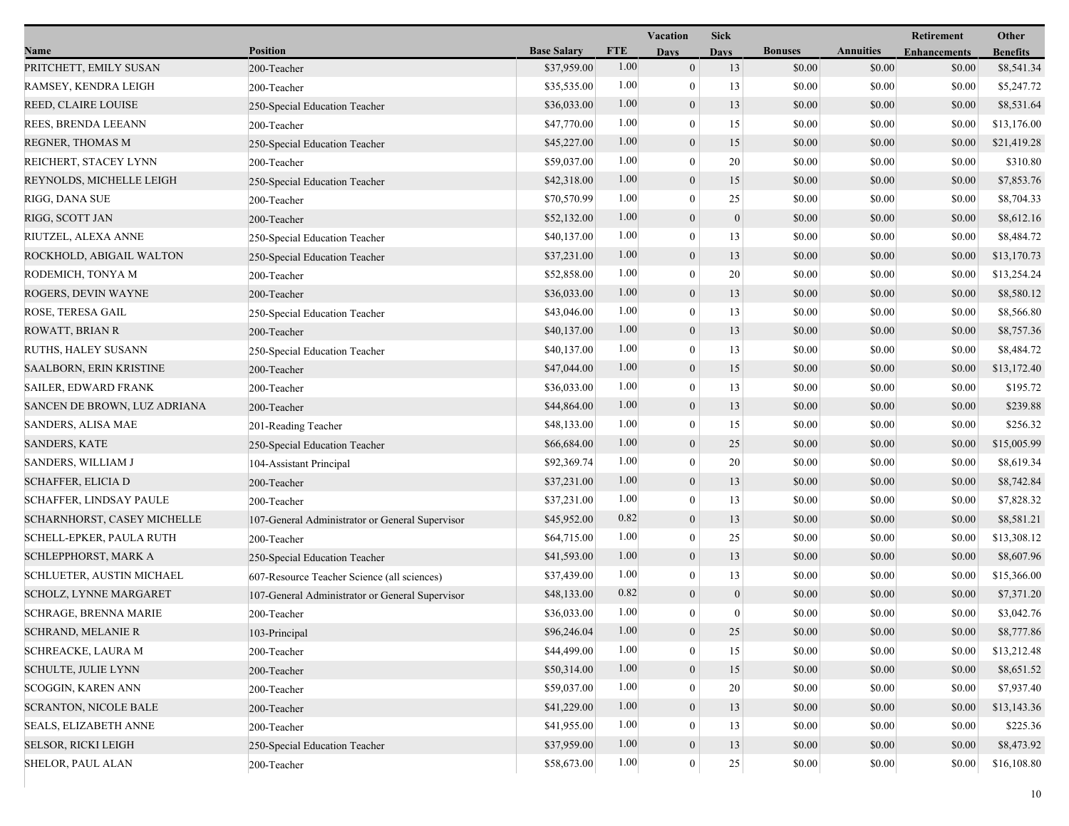| Name | Position | Base Salary | FTE | Vacation Days | Sick Days | Bonuses | Annuities | Retirement Enhancements | Other Benefits |
|---|---|---|---|---|---|---|---|---|---|
| PRITCHETT, EMILY SUSAN | 200-Teacher | $37,959.00 | 1.00 | 0 | 13 | $0.00 | $0.00 | $0.00 | $8,541.34 |
| RAMSEY, KENDRA LEIGH | 200-Teacher | $35,535.00 | 1.00 | 0 | 13 | $0.00 | $0.00 | $0.00 | $5,247.72 |
| REED, CLAIRE LOUISE | 250-Special Education Teacher | $36,033.00 | 1.00 | 0 | 13 | $0.00 | $0.00 | $0.00 | $8,531.64 |
| REES, BRENDA LEEANN | 200-Teacher | $47,770.00 | 1.00 | 0 | 15 | $0.00 | $0.00 | $0.00 | $13,176.00 |
| REGNER, THOMAS M | 250-Special Education Teacher | $45,227.00 | 1.00 | 0 | 15 | $0.00 | $0.00 | $0.00 | $21,419.28 |
| REICHERT, STACEY LYNN | 200-Teacher | $59,037.00 | 1.00 | 0 | 20 | $0.00 | $0.00 | $0.00 | $310.80 |
| REYNOLDS, MICHELLE LEIGH | 250-Special Education Teacher | $42,318.00 | 1.00 | 0 | 15 | $0.00 | $0.00 | $0.00 | $7,853.76 |
| RIGG, DANA SUE | 200-Teacher | $70,570.99 | 1.00 | 0 | 25 | $0.00 | $0.00 | $0.00 | $8,704.33 |
| RIGG, SCOTT JAN | 200-Teacher | $52,132.00 | 1.00 | 0 | 0 | $0.00 | $0.00 | $0.00 | $8,612.16 |
| RIUTZEL, ALEXA ANNE | 250-Special Education Teacher | $40,137.00 | 1.00 | 0 | 13 | $0.00 | $0.00 | $0.00 | $8,484.72 |
| ROCKHOLD, ABIGAIL WALTON | 250-Special Education Teacher | $37,231.00 | 1.00 | 0 | 13 | $0.00 | $0.00 | $0.00 | $13,170.73 |
| RODEMICH, TONYA M | 200-Teacher | $52,858.00 | 1.00 | 0 | 20 | $0.00 | $0.00 | $0.00 | $13,254.24 |
| ROGERS, DEVIN WAYNE | 200-Teacher | $36,033.00 | 1.00 | 0 | 13 | $0.00 | $0.00 | $0.00 | $8,580.12 |
| ROSE, TERESA GAIL | 250-Special Education Teacher | $43,046.00 | 1.00 | 0 | 13 | $0.00 | $0.00 | $0.00 | $8,566.80 |
| ROWATT, BRIAN R | 200-Teacher | $40,137.00 | 1.00 | 0 | 13 | $0.00 | $0.00 | $0.00 | $8,757.36 |
| RUTHS, HALEY SUSANN | 250-Special Education Teacher | $40,137.00 | 1.00 | 0 | 13 | $0.00 | $0.00 | $0.00 | $8,484.72 |
| SAALBORN, ERIN KRISTINE | 200-Teacher | $47,044.00 | 1.00 | 0 | 15 | $0.00 | $0.00 | $0.00 | $13,172.40 |
| SAILER, EDWARD FRANK | 200-Teacher | $36,033.00 | 1.00 | 0 | 13 | $0.00 | $0.00 | $0.00 | $195.72 |
| SANCEN DE BROWN, LUZ ADRIANA | 200-Teacher | $44,864.00 | 1.00 | 0 | 13 | $0.00 | $0.00 | $0.00 | $239.88 |
| SANDERS, ALISA MAE | 201-Reading Teacher | $48,133.00 | 1.00 | 0 | 15 | $0.00 | $0.00 | $0.00 | $256.32 |
| SANDERS, KATE | 250-Special Education Teacher | $66,684.00 | 1.00 | 0 | 25 | $0.00 | $0.00 | $0.00 | $15,005.99 |
| SANDERS, WILLIAM J | 104-Assistant Principal | $92,369.74 | 1.00 | 0 | 20 | $0.00 | $0.00 | $0.00 | $8,619.34 |
| SCHAFFER, ELICIA D | 200-Teacher | $37,231.00 | 1.00 | 0 | 13 | $0.00 | $0.00 | $0.00 | $8,742.84 |
| SCHAFFER, LINDSAY PAULE | 200-Teacher | $37,231.00 | 1.00 | 0 | 13 | $0.00 | $0.00 | $0.00 | $7,828.32 |
| SCHARNHORST, CASEY MICHELLE | 107-General Administrator or General Supervisor | $45,952.00 | 0.82 | 0 | 13 | $0.00 | $0.00 | $0.00 | $8,581.21 |
| SCHELL-EPKER, PAULA RUTH | 200-Teacher | $64,715.00 | 1.00 | 0 | 25 | $0.00 | $0.00 | $0.00 | $13,308.12 |
| SCHLEPPHORST, MARK A | 250-Special Education Teacher | $41,593.00 | 1.00 | 0 | 13 | $0.00 | $0.00 | $0.00 | $8,607.96 |
| SCHLUETER, AUSTIN MICHAEL | 607-Resource Teacher Science (all sciences) | $37,439.00 | 1.00 | 0 | 13 | $0.00 | $0.00 | $0.00 | $15,366.00 |
| SCHOLZ, LYNNE MARGARET | 107-General Administrator or General Supervisor | $48,133.00 | 0.82 | 0 | 0 | $0.00 | $0.00 | $0.00 | $7,371.20 |
| SCHRAGE, BRENNA MARIE | 200-Teacher | $36,033.00 | 1.00 | 0 | 0 | $0.00 | $0.00 | $0.00 | $3,042.76 |
| SCHRAND, MELANIE R | 103-Principal | $96,246.04 | 1.00 | 0 | 25 | $0.00 | $0.00 | $0.00 | $8,777.86 |
| SCHREACKE, LAURA M | 200-Teacher | $44,499.00 | 1.00 | 0 | 15 | $0.00 | $0.00 | $0.00 | $13,212.48 |
| SCHULTE, JULIE LYNN | 200-Teacher | $50,314.00 | 1.00 | 0 | 15 | $0.00 | $0.00 | $0.00 | $8,651.52 |
| SCOGGIN, KAREN ANN | 200-Teacher | $59,037.00 | 1.00 | 0 | 20 | $0.00 | $0.00 | $0.00 | $7,937.40 |
| SCRANTON, NICOLE BALE | 200-Teacher | $41,229.00 | 1.00 | 0 | 13 | $0.00 | $0.00 | $0.00 | $13,143.36 |
| SEALS, ELIZABETH ANNE | 200-Teacher | $41,955.00 | 1.00 | 0 | 13 | $0.00 | $0.00 | $0.00 | $225.36 |
| SELSOR, RICKI LEIGH | 250-Special Education Teacher | $37,959.00 | 1.00 | 0 | 13 | $0.00 | $0.00 | $0.00 | $8,473.92 |
| SHELOR, PAUL ALAN | 200-Teacher | $58,673.00 | 1.00 | 0 | 25 | $0.00 | $0.00 | $0.00 | $16,108.80 |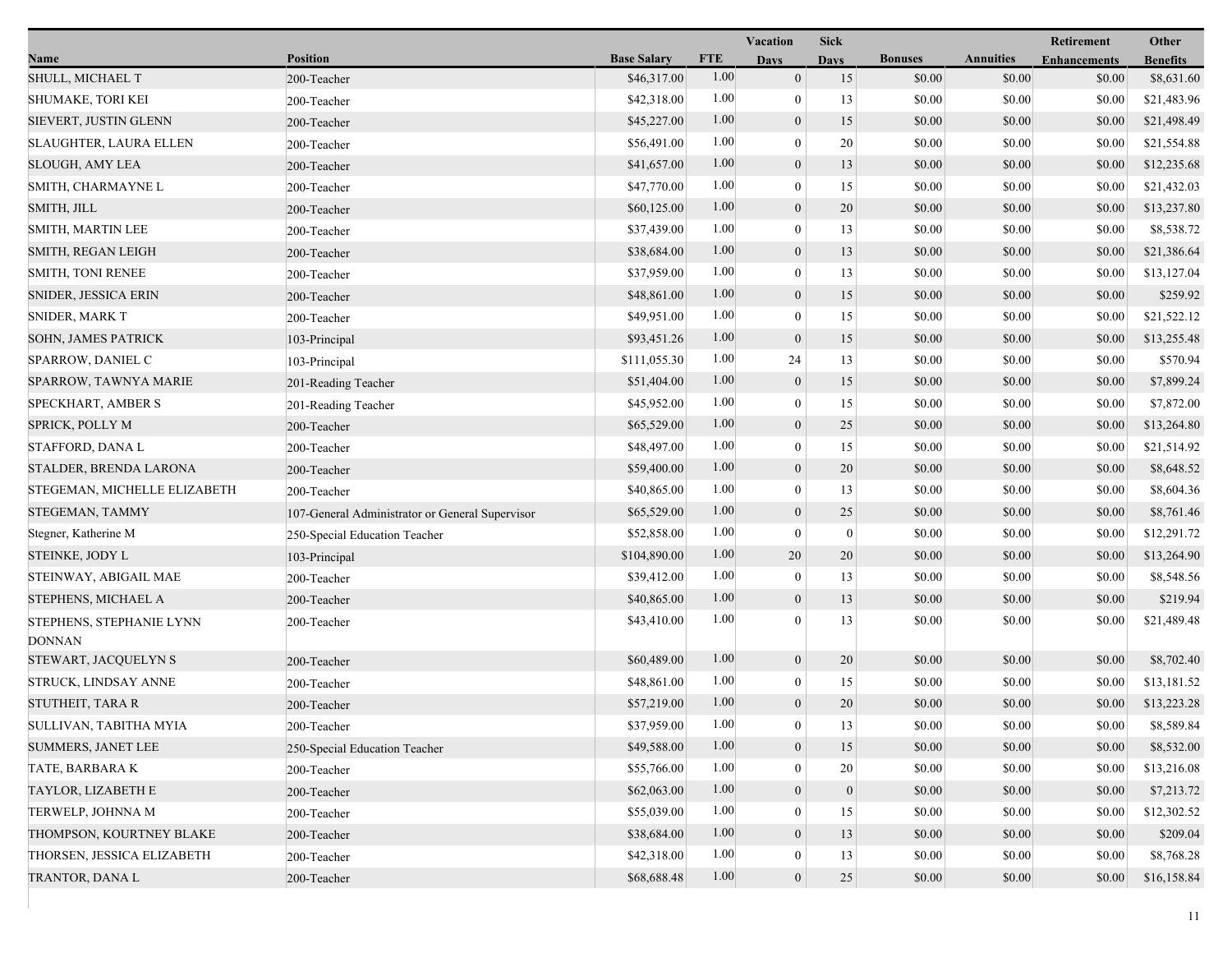| Name | Position | Base Salary | FTE | Vacation Days | Sick Days | Bonuses | Annuities | Retirement Enhancements | Other Benefits |
|---|---|---|---|---|---|---|---|---|---|
| SHULL, MICHAEL T | 200-Teacher | $46,317.00 | 1.00 | 0 | 15 | $0.00 | $0.00 | $0.00 | $8,631.60 |
| SHUMAKE, TORI KEI | 200-Teacher | $42,318.00 | 1.00 | 0 | 13 | $0.00 | $0.00 | $0.00 | $21,483.96 |
| SIEVERT, JUSTIN GLENN | 200-Teacher | $45,227.00 | 1.00 | 0 | 15 | $0.00 | $0.00 | $0.00 | $21,498.49 |
| SLAUGHTER, LAURA ELLEN | 200-Teacher | $56,491.00 | 1.00 | 0 | 20 | $0.00 | $0.00 | $0.00 | $21,554.88 |
| SLOUGH, AMY LEA | 200-Teacher | $41,657.00 | 1.00 | 0 | 13 | $0.00 | $0.00 | $0.00 | $12,235.68 |
| SMITH, CHARMAYNE L | 200-Teacher | $47,770.00 | 1.00 | 0 | 15 | $0.00 | $0.00 | $0.00 | $21,432.03 |
| SMITH, JILL | 200-Teacher | $60,125.00 | 1.00 | 0 | 20 | $0.00 | $0.00 | $0.00 | $13,237.80 |
| SMITH, MARTIN LEE | 200-Teacher | $37,439.00 | 1.00 | 0 | 13 | $0.00 | $0.00 | $0.00 | $8,538.72 |
| SMITH, REGAN LEIGH | 200-Teacher | $38,684.00 | 1.00 | 0 | 13 | $0.00 | $0.00 | $0.00 | $21,386.64 |
| SMITH, TONI RENEE | 200-Teacher | $37,959.00 | 1.00 | 0 | 13 | $0.00 | $0.00 | $0.00 | $13,127.04 |
| SNIDER, JESSICA ERIN | 200-Teacher | $48,861.00 | 1.00 | 0 | 15 | $0.00 | $0.00 | $0.00 | $259.92 |
| SNIDER, MARK T | 200-Teacher | $49,951.00 | 1.00 | 0 | 15 | $0.00 | $0.00 | $0.00 | $21,522.12 |
| SOHN, JAMES PATRICK | 103-Principal | $93,451.26 | 1.00 | 0 | 15 | $0.00 | $0.00 | $0.00 | $13,255.48 |
| SPARROW, DANIEL C | 103-Principal | $111,055.30 | 1.00 | 24 | 13 | $0.00 | $0.00 | $0.00 | $570.94 |
| SPARROW, TAWNYA MARIE | 201-Reading Teacher | $51,404.00 | 1.00 | 0 | 15 | $0.00 | $0.00 | $0.00 | $7,899.24 |
| SPECKHART, AMBER S | 201-Reading Teacher | $45,952.00 | 1.00 | 0 | 15 | $0.00 | $0.00 | $0.00 | $7,872.00 |
| SPRICK, POLLY M | 200-Teacher | $65,529.00 | 1.00 | 0 | 25 | $0.00 | $0.00 | $0.00 | $13,264.80 |
| STAFFORD, DANA L | 200-Teacher | $48,497.00 | 1.00 | 0 | 15 | $0.00 | $0.00 | $0.00 | $21,514.92 |
| STALDER, BRENDA LARONA | 200-Teacher | $59,400.00 | 1.00 | 0 | 20 | $0.00 | $0.00 | $0.00 | $8,648.52 |
| STEGEMAN, MICHELLE ELIZABETH | 200-Teacher | $40,865.00 | 1.00 | 0 | 13 | $0.00 | $0.00 | $0.00 | $8,604.36 |
| STEGEMAN, TAMMY | 107-General Administrator or General Supervisor | $65,529.00 | 1.00 | 0 | 25 | $0.00 | $0.00 | $0.00 | $8,761.46 |
| Stegner, Katherine M | 250-Special Education Teacher | $52,858.00 | 1.00 | 0 | 0 | $0.00 | $0.00 | $0.00 | $12,291.72 |
| STEINKE, JODY L | 103-Principal | $104,890.00 | 1.00 | 20 | 20 | $0.00 | $0.00 | $0.00 | $13,264.90 |
| STEINWAY, ABIGAIL MAE | 200-Teacher | $39,412.00 | 1.00 | 0 | 13 | $0.00 | $0.00 | $0.00 | $8,548.56 |
| STEPHENS, MICHAEL A | 200-Teacher | $40,865.00 | 1.00 | 0 | 13 | $0.00 | $0.00 | $0.00 | $219.94 |
| STEPHENS, STEPHANIE LYNN DONNAN | 200-Teacher | $43,410.00 | 1.00 | 0 | 13 | $0.00 | $0.00 | $0.00 | $21,489.48 |
| STEWART, JACQUELYN S | 200-Teacher | $60,489.00 | 1.00 | 0 | 20 | $0.00 | $0.00 | $0.00 | $8,702.40 |
| STRUCK, LINDSAY ANNE | 200-Teacher | $48,861.00 | 1.00 | 0 | 15 | $0.00 | $0.00 | $0.00 | $13,181.52 |
| STUTHEIT, TARA R | 200-Teacher | $57,219.00 | 1.00 | 0 | 20 | $0.00 | $0.00 | $0.00 | $13,223.28 |
| SULLIVAN, TABITHA MYIA | 200-Teacher | $37,959.00 | 1.00 | 0 | 13 | $0.00 | $0.00 | $0.00 | $8,589.84 |
| SUMMERS, JANET LEE | 250-Special Education Teacher | $49,588.00 | 1.00 | 0 | 15 | $0.00 | $0.00 | $0.00 | $8,532.00 |
| TATE, BARBARA K | 200-Teacher | $55,766.00 | 1.00 | 0 | 20 | $0.00 | $0.00 | $0.00 | $13,216.08 |
| TAYLOR, LIZABETH E | 200-Teacher | $62,063.00 | 1.00 | 0 | 0 | $0.00 | $0.00 | $0.00 | $7,213.72 |
| TERWELP, JOHNNA M | 200-Teacher | $55,039.00 | 1.00 | 0 | 15 | $0.00 | $0.00 | $0.00 | $12,302.52 |
| THOMPSON, KOURTNEY BLAKE | 200-Teacher | $38,684.00 | 1.00 | 0 | 13 | $0.00 | $0.00 | $0.00 | $209.04 |
| THORSEN, JESSICA ELIZABETH | 200-Teacher | $42,318.00 | 1.00 | 0 | 13 | $0.00 | $0.00 | $0.00 | $8,768.28 |
| TRANTOR, DANA L | 200-Teacher | $68,688.48 | 1.00 | 0 | 25 | $0.00 | $0.00 | $0.00 | $16,158.84 |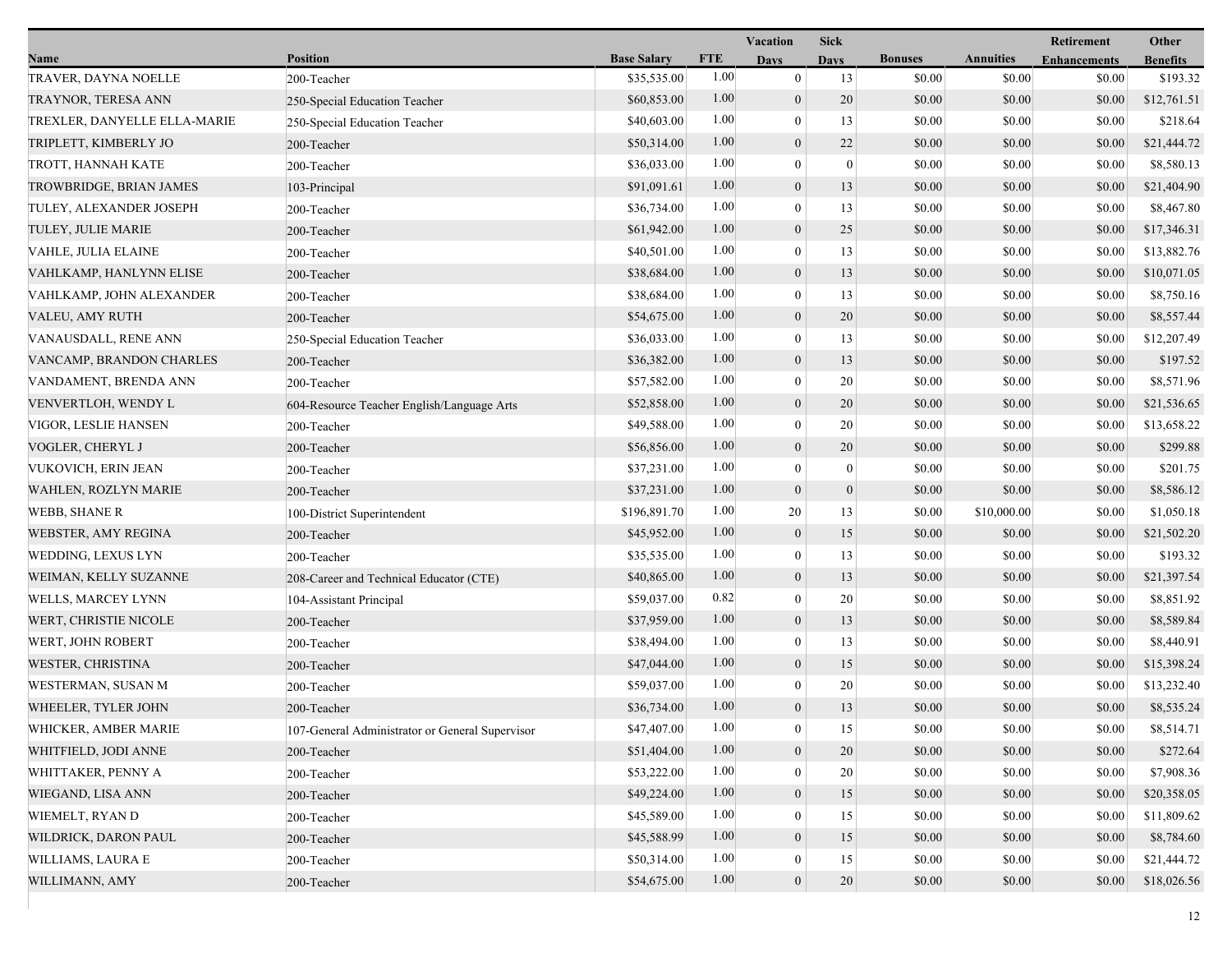| Name | Position | Base Salary | FTE | Vacation Days | Sick Days | Bonuses | Annuities | Retirement Enhancements | Other Benefits |
|---|---|---|---|---|---|---|---|---|---|
| TRAVER, DAYNA NOELLE | 200-Teacher | $35,535.00 | 1.00 | 0 | 13 | $0.00 | $0.00 | $0.00 | $193.32 |
| TRAYNOR, TERESA ANN | 250-Special Education Teacher | $60,853.00 | 1.00 | 0 | 20 | $0.00 | $0.00 | $0.00 | $12,761.51 |
| TREXLER, DANYELLE ELLA-MARIE | 250-Special Education Teacher | $40,603.00 | 1.00 | 0 | 13 | $0.00 | $0.00 | $0.00 | $218.64 |
| TRIPLETT, KIMBERLY JO | 200-Teacher | $50,314.00 | 1.00 | 0 | 22 | $0.00 | $0.00 | $0.00 | $21,444.72 |
| TROTT, HANNAH KATE | 200-Teacher | $36,033.00 | 1.00 | 0 | 0 | $0.00 | $0.00 | $0.00 | $8,580.13 |
| TROWBRIDGE, BRIAN JAMES | 103-Principal | $91,091.61 | 1.00 | 0 | 13 | $0.00 | $0.00 | $0.00 | $21,404.90 |
| TULEY, ALEXANDER JOSEPH | 200-Teacher | $36,734.00 | 1.00 | 0 | 13 | $0.00 | $0.00 | $0.00 | $8,467.80 |
| TULEY, JULIE MARIE | 200-Teacher | $61,942.00 | 1.00 | 0 | 25 | $0.00 | $0.00 | $0.00 | $17,346.31 |
| VAHLE, JULIA ELAINE | 200-Teacher | $40,501.00 | 1.00 | 0 | 13 | $0.00 | $0.00 | $0.00 | $13,882.76 |
| VAHLKAMP, HANLYNN ELISE | 200-Teacher | $38,684.00 | 1.00 | 0 | 13 | $0.00 | $0.00 | $0.00 | $10,071.05 |
| VAHLKAMP, JOHN ALEXANDER | 200-Teacher | $38,684.00 | 1.00 | 0 | 13 | $0.00 | $0.00 | $0.00 | $8,750.16 |
| VALEU, AMY RUTH | 200-Teacher | $54,675.00 | 1.00 | 0 | 20 | $0.00 | $0.00 | $0.00 | $8,557.44 |
| VANAUSDALL, RENE ANN | 250-Special Education Teacher | $36,033.00 | 1.00 | 0 | 13 | $0.00 | $0.00 | $0.00 | $12,207.49 |
| VANCAMP, BRANDON CHARLES | 200-Teacher | $36,382.00 | 1.00 | 0 | 13 | $0.00 | $0.00 | $0.00 | $197.52 |
| VANDAMENT, BRENDA ANN | 200-Teacher | $57,582.00 | 1.00 | 0 | 20 | $0.00 | $0.00 | $0.00 | $8,571.96 |
| VENVERTLOH, WENDY L | 604-Resource Teacher English/Language Arts | $52,858.00 | 1.00 | 0 | 20 | $0.00 | $0.00 | $0.00 | $21,536.65 |
| VIGOR, LESLIE HANSEN | 200-Teacher | $49,588.00 | 1.00 | 0 | 20 | $0.00 | $0.00 | $0.00 | $13,658.22 |
| VOGLER, CHERYL J | 200-Teacher | $56,856.00 | 1.00 | 0 | 20 | $0.00 | $0.00 | $0.00 | $299.88 |
| VUKOVICH, ERIN JEAN | 200-Teacher | $37,231.00 | 1.00 | 0 | 0 | $0.00 | $0.00 | $0.00 | $201.75 |
| WAHLEN, ROZLYN MARIE | 200-Teacher | $37,231.00 | 1.00 | 0 | 0 | $0.00 | $0.00 | $0.00 | $8,586.12 |
| WEBB, SHANE R | 100-District Superintendent | $196,891.70 | 1.00 | 20 | 13 | $0.00 | $10,000.00 | $0.00 | $1,050.18 |
| WEBSTER, AMY REGINA | 200-Teacher | $45,952.00 | 1.00 | 0 | 15 | $0.00 | $0.00 | $0.00 | $21,502.20 |
| WEDDING, LEXUS LYN | 200-Teacher | $35,535.00 | 1.00 | 0 | 13 | $0.00 | $0.00 | $0.00 | $193.32 |
| WEIMAN, KELLY SUZANNE | 208-Career and Technical Educator (CTE) | $40,865.00 | 1.00 | 0 | 13 | $0.00 | $0.00 | $0.00 | $21,397.54 |
| WELLS, MARCEY LYNN | 104-Assistant Principal | $59,037.00 | 0.82 | 0 | 20 | $0.00 | $0.00 | $0.00 | $8,851.92 |
| WERT, CHRISTIE NICOLE | 200-Teacher | $37,959.00 | 1.00 | 0 | 13 | $0.00 | $0.00 | $0.00 | $8,589.84 |
| WERT, JOHN ROBERT | 200-Teacher | $38,494.00 | 1.00 | 0 | 13 | $0.00 | $0.00 | $0.00 | $8,440.91 |
| WESTER, CHRISTINA | 200-Teacher | $47,044.00 | 1.00 | 0 | 15 | $0.00 | $0.00 | $0.00 | $15,398.24 |
| WESTERMAN, SUSAN M | 200-Teacher | $59,037.00 | 1.00 | 0 | 20 | $0.00 | $0.00 | $0.00 | $13,232.40 |
| WHEELER, TYLER JOHN | 200-Teacher | $36,734.00 | 1.00 | 0 | 13 | $0.00 | $0.00 | $0.00 | $8,535.24 |
| WHICKER, AMBER MARIE | 107-General Administrator or General Supervisor | $47,407.00 | 1.00 | 0 | 15 | $0.00 | $0.00 | $0.00 | $8,514.71 |
| WHITFIELD, JODI ANNE | 200-Teacher | $51,404.00 | 1.00 | 0 | 20 | $0.00 | $0.00 | $0.00 | $272.64 |
| WHITTAKER, PENNY A | 200-Teacher | $53,222.00 | 1.00 | 0 | 20 | $0.00 | $0.00 | $0.00 | $7,908.36 |
| WIEGAND, LISA ANN | 200-Teacher | $49,224.00 | 1.00 | 0 | 15 | $0.00 | $0.00 | $0.00 | $20,358.05 |
| WIEMELT, RYAN D | 200-Teacher | $45,589.00 | 1.00 | 0 | 15 | $0.00 | $0.00 | $0.00 | $11,809.62 |
| WILDRICK, DARON PAUL | 200-Teacher | $45,588.99 | 1.00 | 0 | 15 | $0.00 | $0.00 | $0.00 | $8,784.60 |
| WILLIAMS, LAURA E | 200-Teacher | $50,314.00 | 1.00 | 0 | 15 | $0.00 | $0.00 | $0.00 | $21,444.72 |
| WILLIMANN, AMY | 200-Teacher | $54,675.00 | 1.00 | 0 | 20 | $0.00 | $0.00 | $0.00 | $18,026.56 |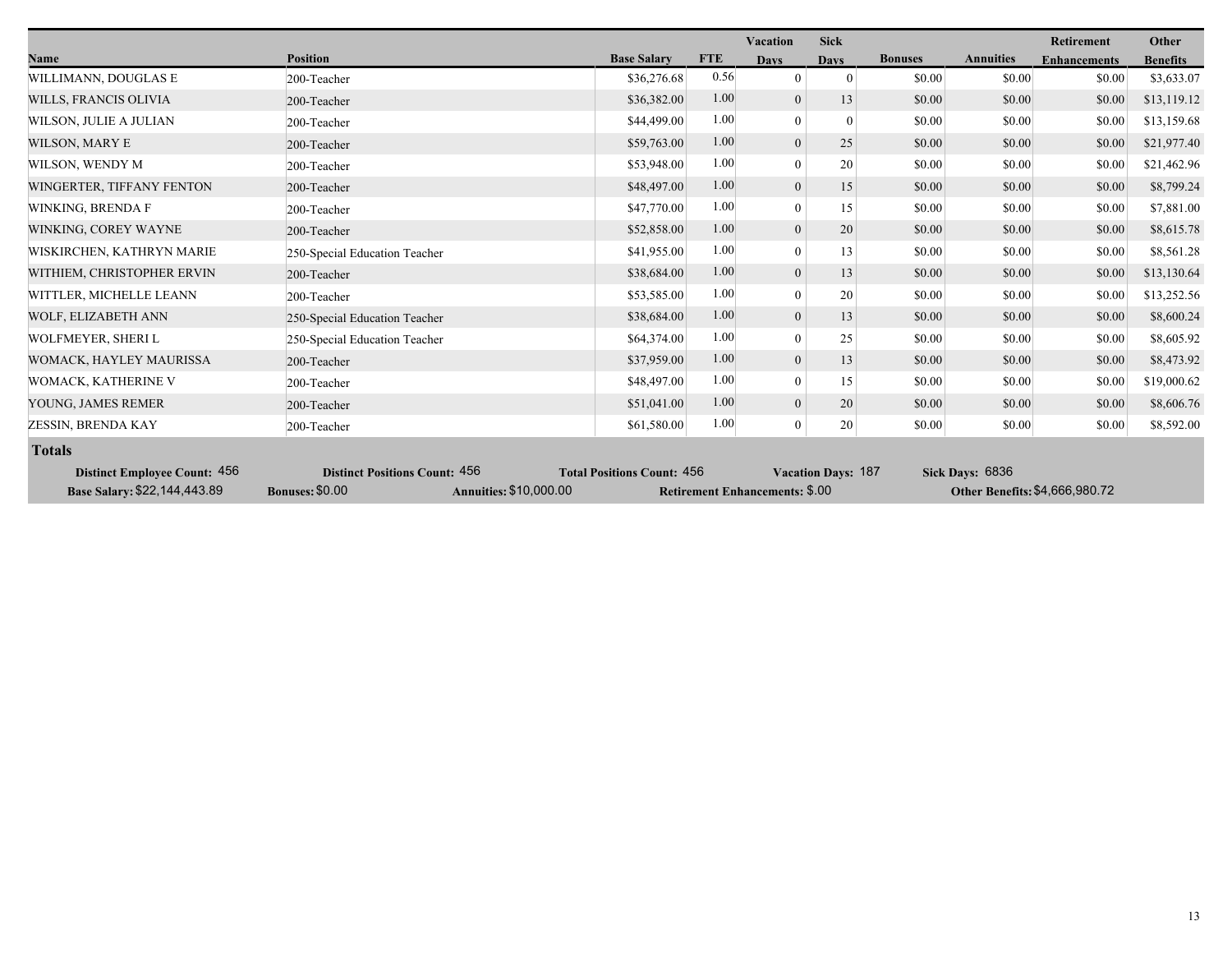| Name | Position | Base Salary | FTE | Vacation Days | Sick Days | Bonuses | Annuities | Retirement Enhancements | Other Benefits |
|---|---|---|---|---|---|---|---|---|---|
| WILLIMANN, DOUGLAS E | 200-Teacher | $36,276.68 | 0.56 | 0 | 0 | $0.00 | $0.00 | $0.00 | $3,633.07 |
| WILLS, FRANCIS OLIVIA | 200-Teacher | $36,382.00 | 1.00 | 0 | 13 | $0.00 | $0.00 | $0.00 | $13,119.12 |
| WILSON, JULIE A JULIAN | 200-Teacher | $44,499.00 | 1.00 | 0 | 0 | $0.00 | $0.00 | $0.00 | $13,159.68 |
| WILSON, MARY E | 200-Teacher | $59,763.00 | 1.00 | 0 | 25 | $0.00 | $0.00 | $0.00 | $21,977.40 |
| WILSON, WENDY M | 200-Teacher | $53,948.00 | 1.00 | 0 | 20 | $0.00 | $0.00 | $0.00 | $21,462.96 |
| WINGERTER, TIFFANY FENTON | 200-Teacher | $48,497.00 | 1.00 | 0 | 15 | $0.00 | $0.00 | $0.00 | $8,799.24 |
| WINKING, BRENDA F | 200-Teacher | $47,770.00 | 1.00 | 0 | 15 | $0.00 | $0.00 | $0.00 | $7,881.00 |
| WINKING, COREY WAYNE | 200-Teacher | $52,858.00 | 1.00 | 0 | 20 | $0.00 | $0.00 | $0.00 | $8,615.78 |
| WISKIRCHEN, KATHRYN MARIE | 250-Special Education Teacher | $41,955.00 | 1.00 | 0 | 13 | $0.00 | $0.00 | $0.00 | $8,561.28 |
| WITHIEM, CHRISTOPHER ERVIN | 200-Teacher | $38,684.00 | 1.00 | 0 | 13 | $0.00 | $0.00 | $0.00 | $13,130.64 |
| WITTLER, MICHELLE LEANN | 200-Teacher | $53,585.00 | 1.00 | 0 | 20 | $0.00 | $0.00 | $0.00 | $13,252.56 |
| WOLF, ELIZABETH ANN | 250-Special Education Teacher | $38,684.00 | 1.00 | 0 | 13 | $0.00 | $0.00 | $0.00 | $8,600.24 |
| WOLFMEYER, SHERI L | 250-Special Education Teacher | $64,374.00 | 1.00 | 0 | 25 | $0.00 | $0.00 | $0.00 | $8,605.92 |
| WOMACK, HAYLEY MAURISSA | 200-Teacher | $37,959.00 | 1.00 | 0 | 13 | $0.00 | $0.00 | $0.00 | $8,473.92 |
| WOMACK, KATHERINE V | 200-Teacher | $48,497.00 | 1.00 | 0 | 15 | $0.00 | $0.00 | $0.00 | $19,000.62 |
| YOUNG, JAMES REMER | 200-Teacher | $51,041.00 | 1.00 | 0 | 20 | $0.00 | $0.00 | $0.00 | $8,606.76 |
| ZESSIN, BRENDA KAY | 200-Teacher | $61,580.00 | 1.00 | 0 | 20 | $0.00 | $0.00 | $0.00 | $8,592.00 |

## Totals

**Distinct Employee Count:** 456 **Distinct Positions Count:** 456 **Total Positions Count:** 456 **Vacation Days:** 187 **Sick Days:** 6836

**Base Salary:** $22,144,443.89 **Bonuses:** $0.00 **Annuities:** $10,000.00 **Retirement Enhancements:** $.00 **Other Benefits:** $4,666,980.72